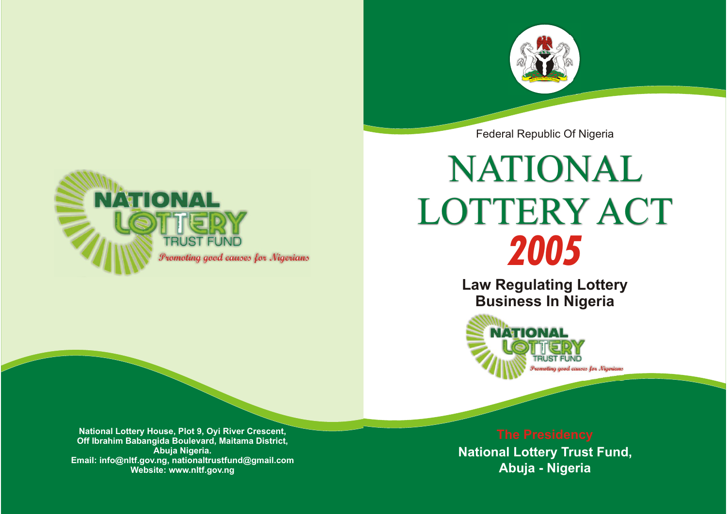NATIONAL LOTTERY TRUST FUND

*Promoting good causes for Nigerians*

National Lottery House, Plot 9, Oyi River Crescent,
Off Ibrahim Babangida Boulevard, Maitama District,
Abuja Nigeria.
Email: info@nltf.gov.ng, nationaltrustfund@gmail.com
Website: www.nltf.gov.ng

Federal Republic Of Nigeria

# NATIONAL LOTTERY ACT 2005

## Law Regulating Lottery Business In Nigeria

NATIONAL LOTTERY TRUST FUND

*Promoting good causes for Nigerians*

The Presidency

**National Lottery Trust Fund,**
**Abuja - Nigeria**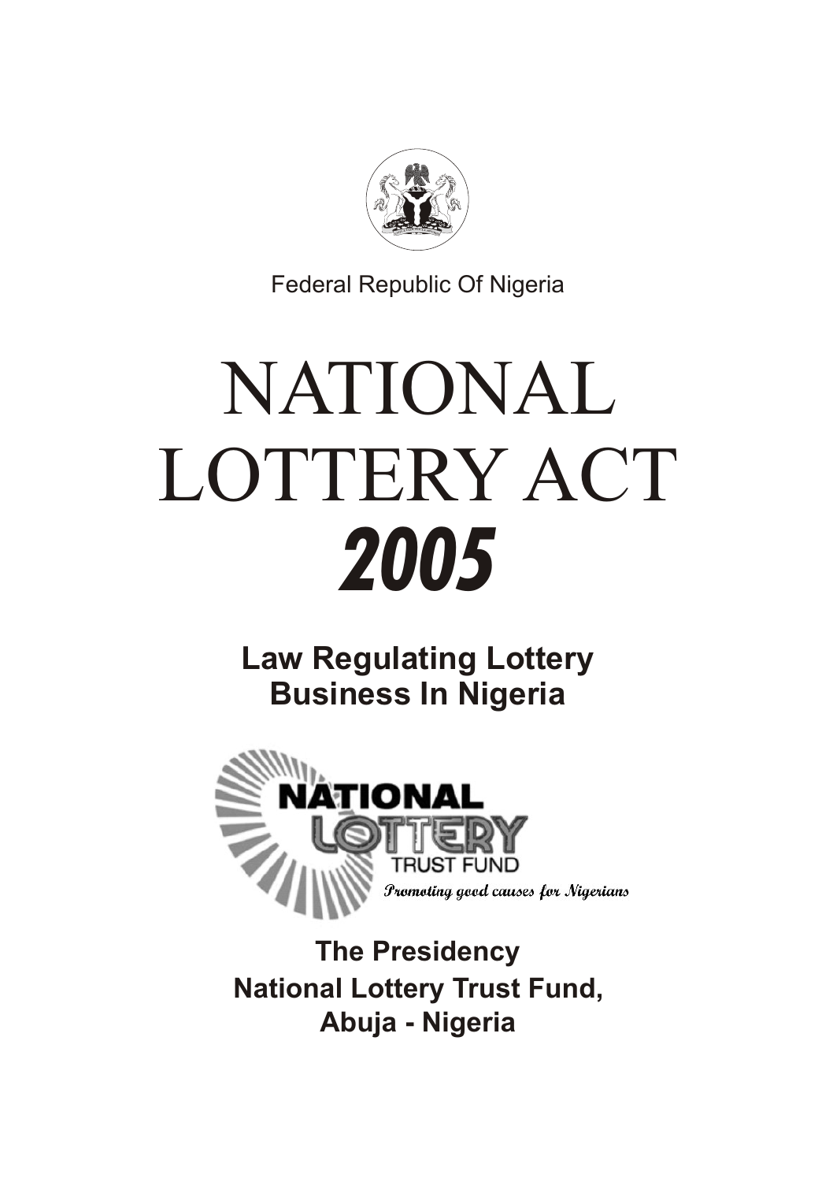Federal Republic Of Nigeria

# NATIONAL LOTTERY ACT

# *2005*

## Law Regulating Lottery Business In Nigeria

NATIONAL LOTTERY TRUST FUND

*Promoting good causes for Nigerians*

**The Presidency**
**National Lottery Trust Fund,**
**Abuja - Nigeria**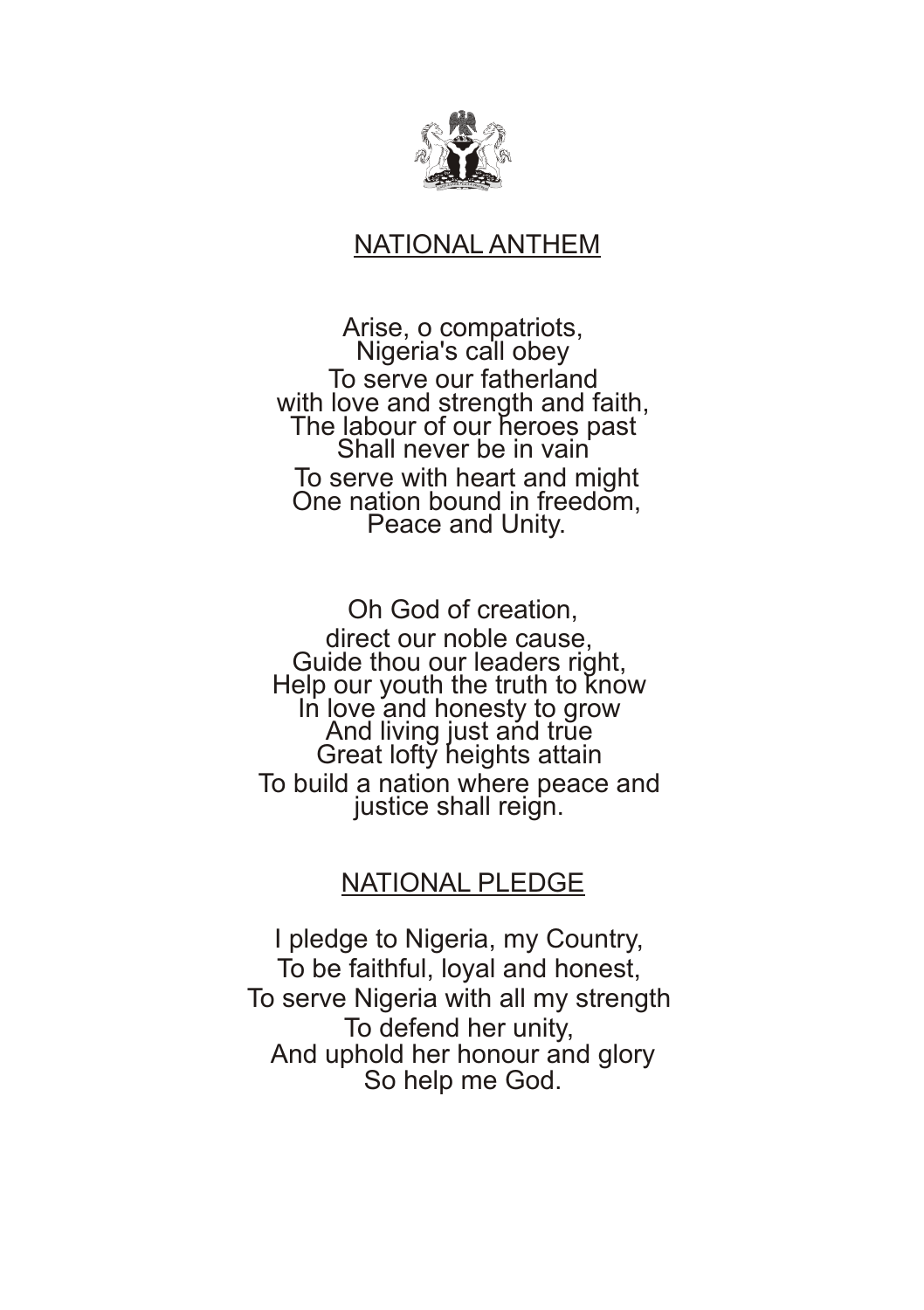## NATIONAL ANTHEM

Arise, o compatriots,  
Nigeria's call obey  
To serve our fatherland  
with love and strength and faith,  
The labour of our heroes past  
Shall never be in vain  
To serve with heart and might  
One nation bound in freedom,  
Peace and Unity.

Oh God of creation,  
direct our noble cause,  
Guide thou our leaders right,  
Help our youth the truth to know  
In love and honesty to grow  
And living just and true  
Great lofty heights attain  
To build a nation where peace and  
justice shall reign.

## NATIONAL PLEDGE

I pledge to Nigeria, my Country,  
To be faithful, loyal and honest,  
To serve Nigeria with all my strength  
To defend her unity,  
And uphold her honour and glory  
So help me God.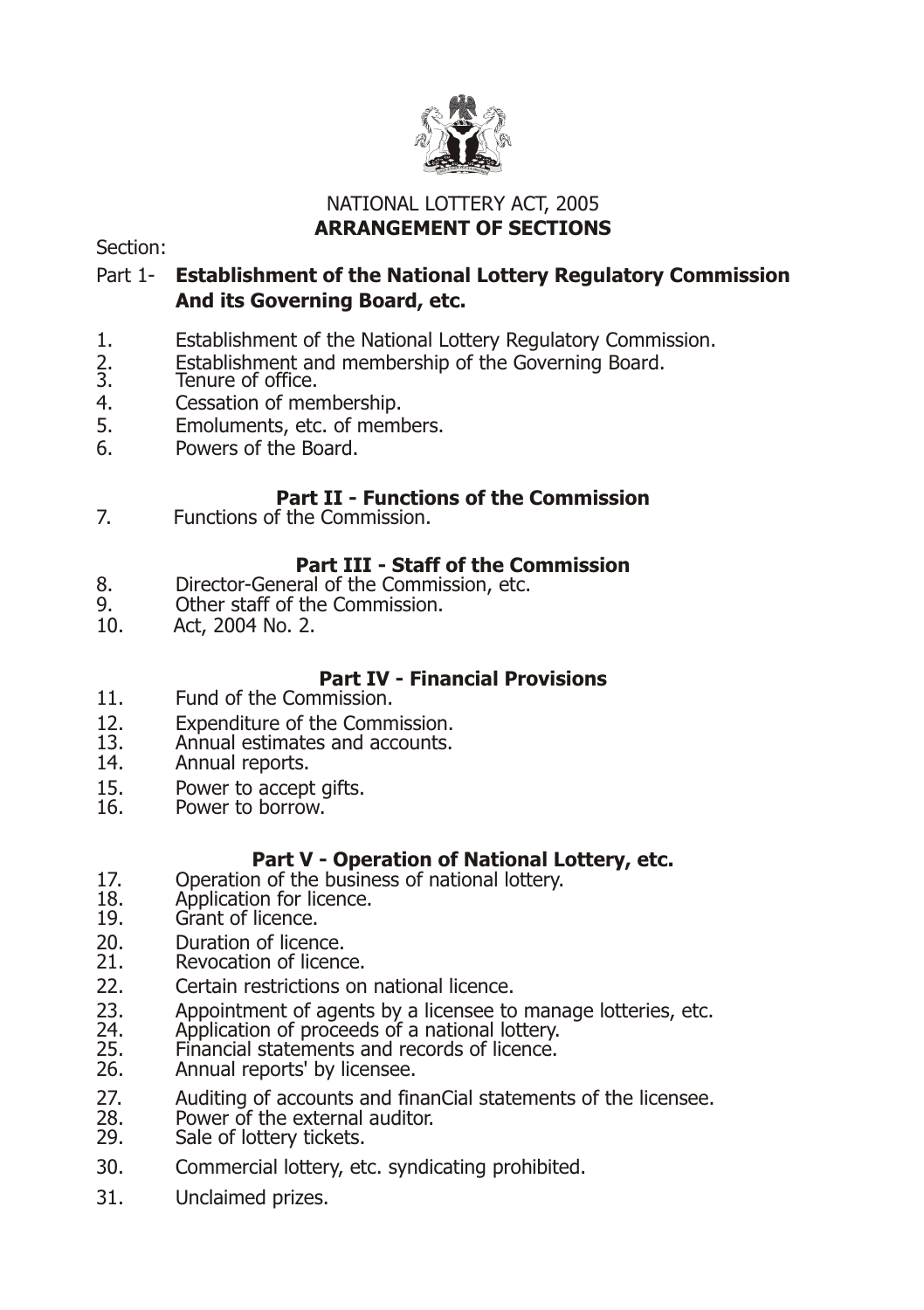NATIONAL LOTTERY ACT, 2005

**ARRANGEMENT OF SECTIONS**

Section:

Part 1- **Establishment of the National Lottery Regulatory Commission And its Governing Board, etc.**

1. Establishment of the National Lottery Regulatory Commission.
2. Establishment and membership of the Governing Board.
3. Tenure of office.
4. Cessation of membership.
5. Emoluments, etc. of members.
6. Powers of the Board.

**Part II - Functions of the Commission**

7. Functions of the Commission.

**Part III - Staff of the Commission**

8. Director-General of the Commission, etc.
9. Other staff of the Commission.
10. Act, 2004 No. 2.

**Part IV - Financial Provisions**

11. Fund of the Commission.
12. Expenditure of the Commission.
13. Annual estimates and accounts.
14. Annual reports.
15. Power to accept gifts.
16. Power to borrow.

**Part V - Operation of National Lottery, etc.**

17. Operation of the business of national lottery.
18. Application for licence.
19. Grant of licence.
20. Duration of licence.
21. Revocation of licence.
22. Certain restrictions on national licence.
23. Appointment of agents by a licensee to manage lotteries, etc.
24. Application of proceeds of a national lottery.
25. Financial statements and records of licence.
26. Annual reports' by licensee.
27. Auditing of accounts and finanCial statements of the licensee.
28. Power of the external auditor.
29. Sale of lottery tickets.
30. Commercial lottery, etc. syndicating prohibited.
31. Unclaimed prizes.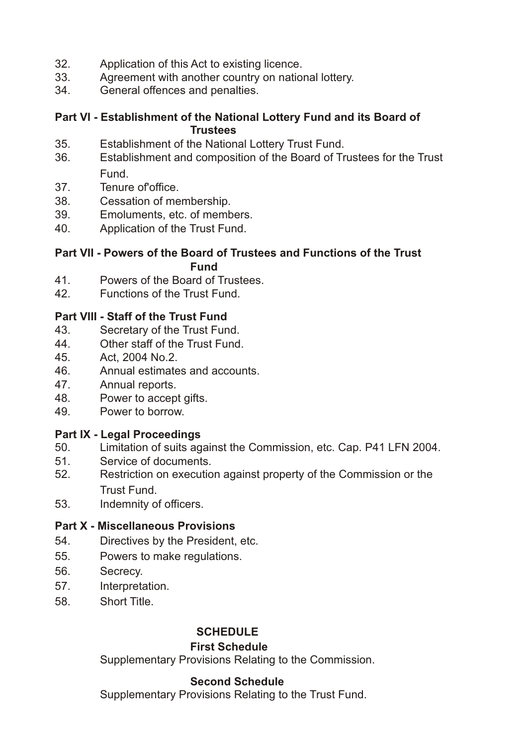32. Application of this Act to existing licence.
33. Agreement with another country on national lottery.
34. General offences and penalties.

**Part VI - Establishment of the National Lottery Fund and its Board of Trustees**

35. Establishment of the National Lottery Trust Fund.
36. Establishment and composition of the Board of Trustees for the Trust Fund.
37. Tenure of'office.
38. Cessation of membership.
39. Emoluments, etc. of members.
40. Application of the Trust Fund.

**Part VII - Powers of the Board of Trustees and Functions of the Trust Fund**

41. Powers of the Board of Trustees.
42. Functions of the Trust Fund.

**Part VIII - Staff of the Trust Fund**

43. Secretary of the Trust Fund.
44. Other staff of the Trust Fund.
45. Act, 2004 No.2.
46. Annual estimates and accounts.
47. Annual reports.
48. Power to accept gifts.
49. Power to borrow.

**Part IX - Legal Proceedings**

50. Limitation of suits against the Commission, etc. Cap. P41 LFN 2004.
51. Service of documents.
52. Restriction on execution against property of the Commission or the Trust Fund.
53. Indemnity of officers.

**Part X - Miscellaneous Provisions**

54. Directives by the President, etc.
55. Powers to make regulations.
56. Secrecy.
57. Interpretation.
58. Short Title.

**SCHEDULE**

**First Schedule**

Supplementary Provisions Relating to the Commission.

**Second Schedule**

Supplementary Provisions Relating to the Trust Fund.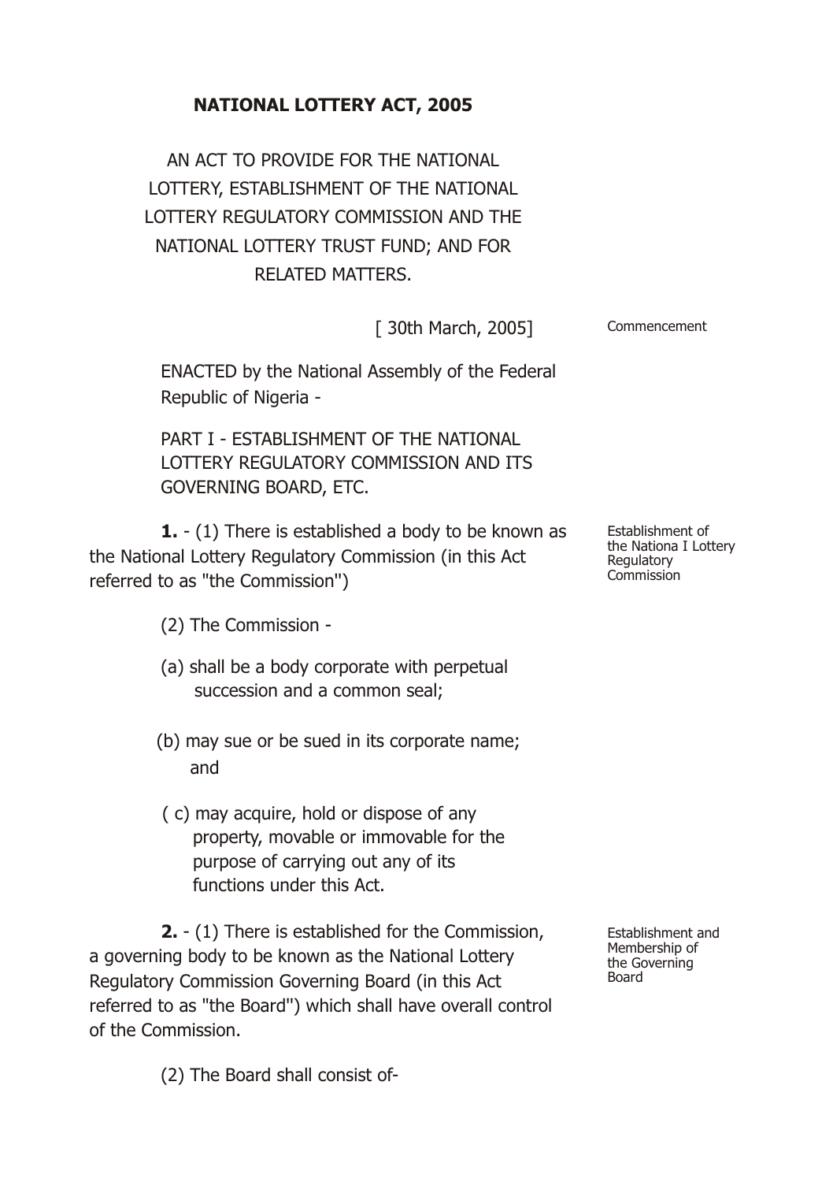# NATIONAL LOTTERY ACT, 2005

AN ACT TO PROVIDE FOR THE NATIONAL LOTTERY, ESTABLISHMENT OF THE NATIONAL LOTTERY REGULATORY COMMISSION AND THE NATIONAL LOTTERY TRUST FUND; AND FOR RELATED MATTERS.

[ 30th March, 2005] — Commencement

ENACTED by the National Assembly of the Federal Republic of Nigeria -

## PART I - ESTABLISHMENT OF THE NATIONAL LOTTERY REGULATORY COMMISSION AND ITS GOVERNING BOARD, ETC.

*Establishment of the Nationa I Lottery Regulatory Commission*

**1.** - (1) There is established a body to be known as the National Lottery Regulatory Commission (in this Act referred to as "the Commission")

(2) The Commission -

(a) shall be a body corporate with perpetual succession and a common seal;

(b) may sue or be sued in its corporate name; and

( c) may acquire, hold or dispose of any property, movable or immovable for the purpose of carrying out any of its functions under this Act.

*Establishment and Membership of the Governing Board*

**2.** - (1) There is established for the Commission, a governing body to be known as the National Lottery Regulatory Commission Governing Board (in this Act referred to as "the Board") which shall have overall control of the Commission.

(2) The Board shall consist of-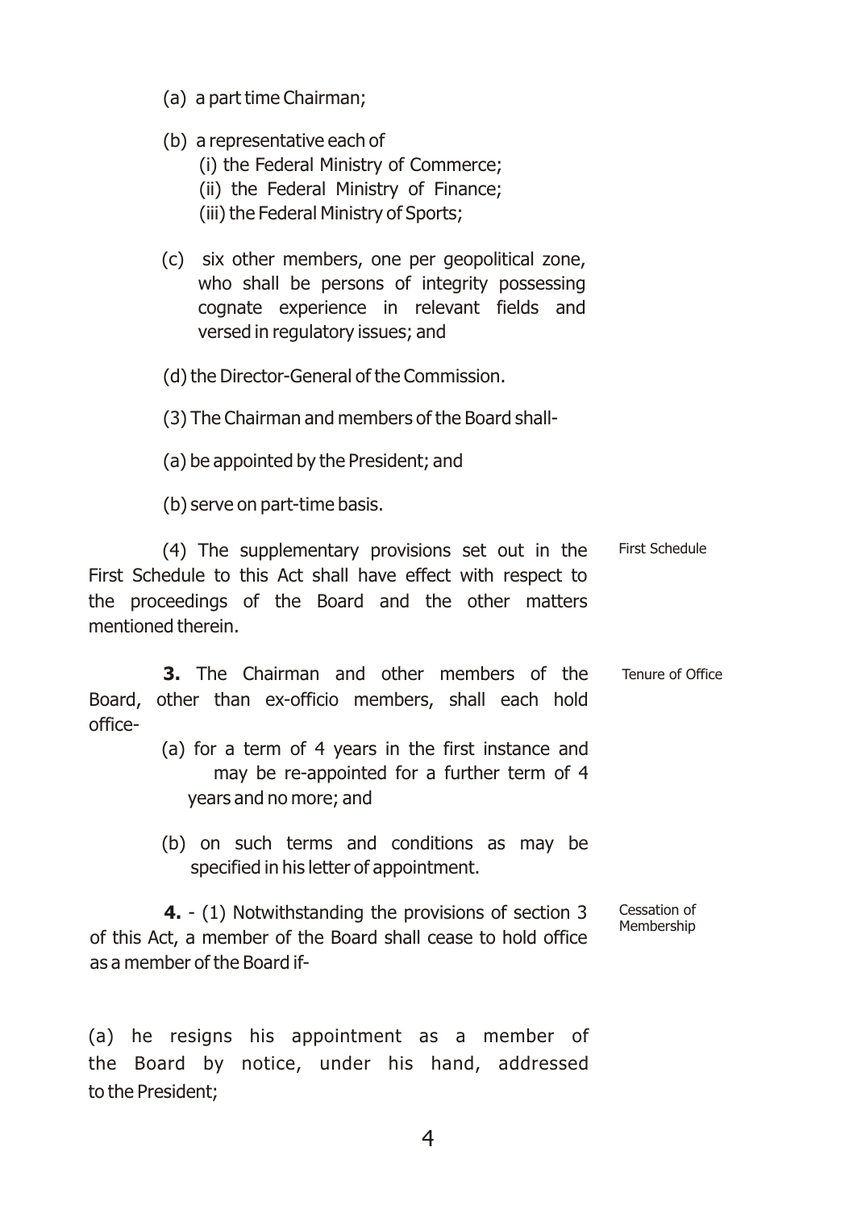(a) a part time Chairman;

(b) a representative each of
   (i) the Federal Ministry of Commerce;
   (ii) the Federal Ministry of Finance;
   (iii) the Federal Ministry of Sports;

(c) six other members, one per geopolitical zone, who shall be persons of integrity possessing cognate experience in relevant fields and versed in regulatory issues; and

(d) the Director-General of the Commission.

(3) The Chairman and members of the Board shall-

(a) be appointed by the President; and

(b) serve on part-time basis.

First Schedule

(4) The supplementary provisions set out in the First Schedule to this Act shall have effect with respect to the proceedings of the Board and the other matters mentioned therein.

Tenure of Office

**3.** The Chairman and other members of the Board, other than ex-officio members, shall each hold office-

(a) for a term of 4 years in the first instance and may be re-appointed for a further term of 4 years and no more; and

(b) on such terms and conditions as may be specified in his letter of appointment.

Cessation of Membership

**4.** - (1) Notwithstanding the provisions of section 3 of this Act, a member of the Board shall cease to hold office as a member of the Board if-

(a) he resigns his appointment as a member of the Board by notice, under his hand, addressed to the President;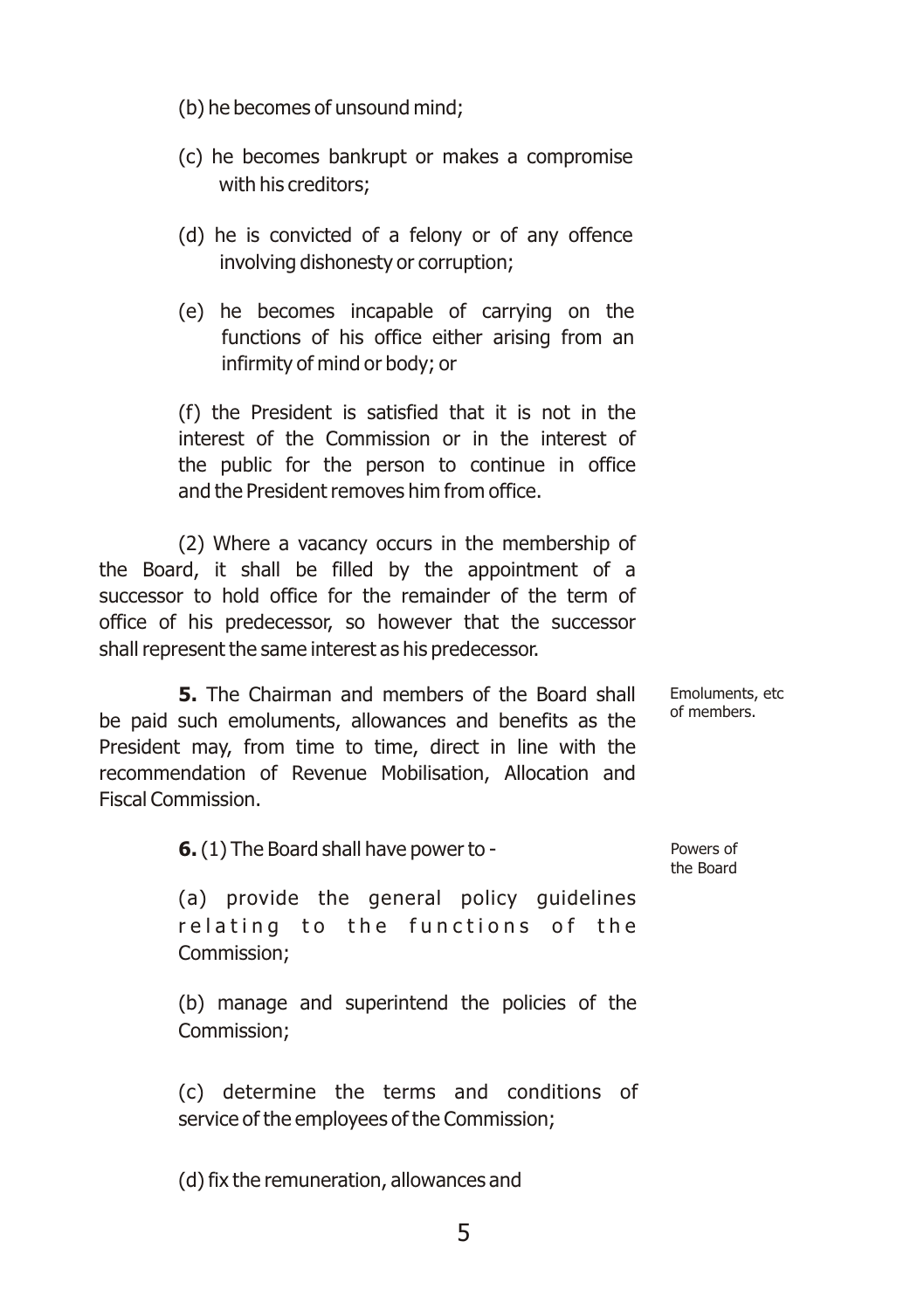(b) he becomes of unsound mind;

(c) he becomes bankrupt or makes a compromise with his creditors;

(d) he is convicted of a felony or of any offence involving dishonesty or corruption;

(e) he becomes incapable of carrying on the functions of his office either arising from an infirmity of mind or body; or

(f) the President is satisfied that it is not in the interest of the Commission or in the interest of the public for the person to continue in office and the President removes him from office.

(2) Where a vacancy occurs in the membership of the Board, it shall be filled by the appointment of a successor to hold office for the remainder of the term of office of his predecessor, so however that the successor shall represent the same interest as his predecessor.

Emoluments, etc of members.

**5.** The Chairman and members of the Board shall be paid such emoluments, allowances and benefits as the President may, from time to time, direct in line with the recommendation of Revenue Mobilisation, Allocation and Fiscal Commission.

Powers of the Board

**6.** (1) The Board shall have power to -

(a) provide the general policy guidelines relating to the functions of the Commission;

(b) manage and superintend the policies of the Commission;

(c) determine the terms and conditions of service of the employees of the Commission;

(d) fix the remuneration, allowances and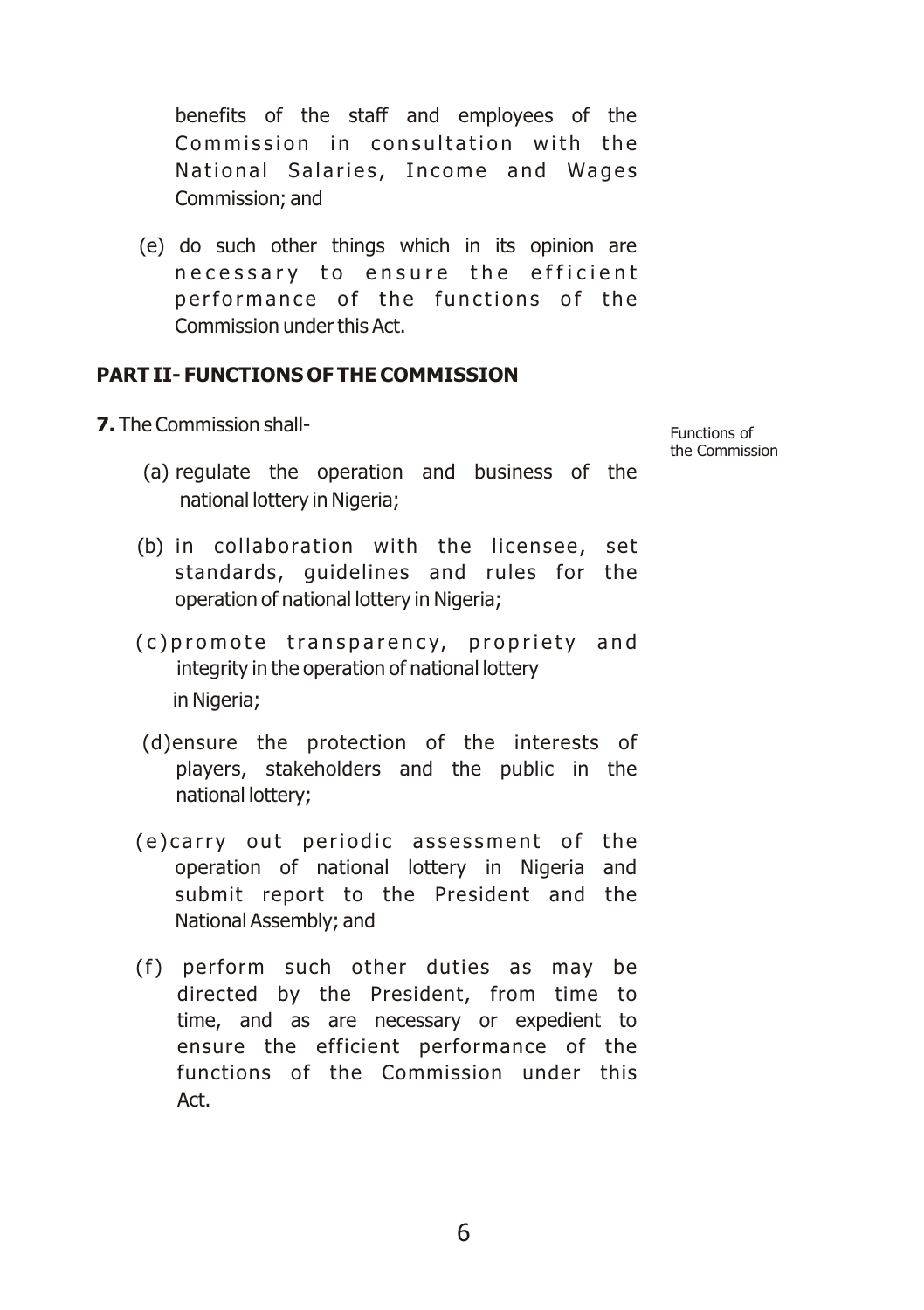benefits of the staff and employees of the Commission in consultation with the National Salaries, Income and Wages Commission; and

(e) do such other things which in its opinion are necessary to ensure the efficient performance of the functions of the Commission under this Act.

## PART II- FUNCTIONS OF THE COMMISSION

**7.** The Commission shall-

Functions of the Commission

(a) regulate the operation and business of the national lottery in Nigeria;

(b) in collaboration with the licensee, set standards, guidelines and rules for the operation of national lottery in Nigeria;

(c) promote transparency, propriety and integrity in the operation of national lottery in Nigeria;

(d) ensure the protection of the interests of players, stakeholders and the public in the national lottery;

(e) carry out periodic assessment of the operation of national lottery in Nigeria and submit report to the President and the National Assembly; and

(f) perform such other duties as may be directed by the President, from time to time, and as are necessary or expedient to ensure the efficient performance of the functions of the Commission under this Act.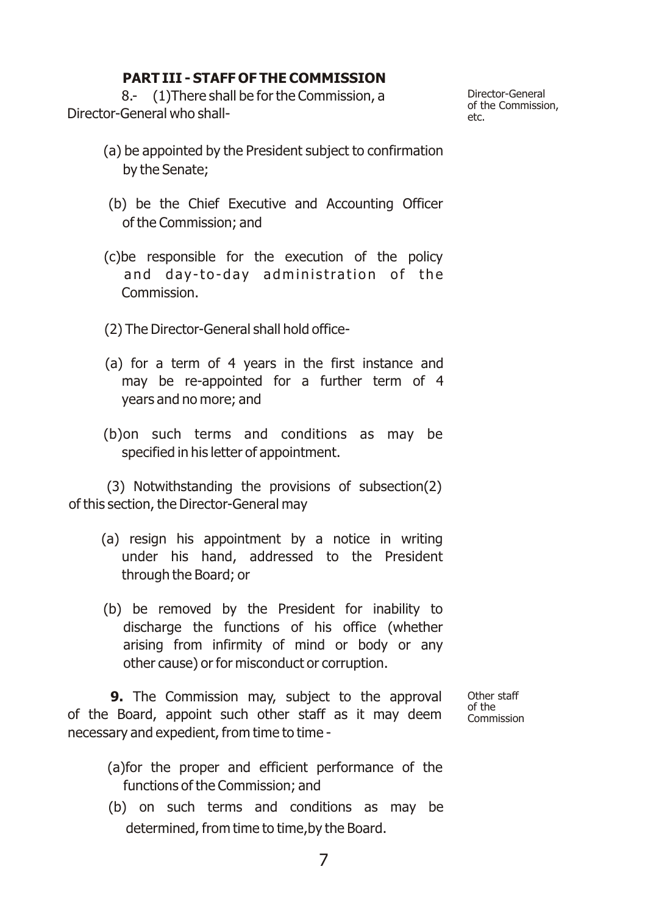## PART III - STAFF OF THE COMMISSION

*Director-General of the Commission, etc.*

8.- (1)There shall be for the Commission, a Director-General who shall-

(a) be appointed by the President subject to confirmation by the Senate;

(b) be the Chief Executive and Accounting Officer of the Commission; and

(c)be responsible for the execution of the policy and day-to-day administration of the Commission.

(2) The Director-General shall hold office-

(a) for a term of 4 years in the first instance and may be re-appointed for a further term of 4 years and no more; and

(b)on such terms and conditions as may be specified in his letter of appointment.

(3) Notwithstanding the provisions of subsection(2) of this section, the Director-General may

(a) resign his appointment by a notice in writing under his hand, addressed to the President through the Board; or

(b) be removed by the President for inability to discharge the functions of his office (whether arising from infirmity of mind or body or any other cause) or for misconduct or corruption.

*Other staff of the Commission*

**9.** The Commission may, subject to the approval of the Board, appoint such other staff as it may deem necessary and expedient, from time to time -

(a)for the proper and efficient performance of the functions of the Commission; and

(b) on such terms and conditions as may be determined, from time to time,by the Board.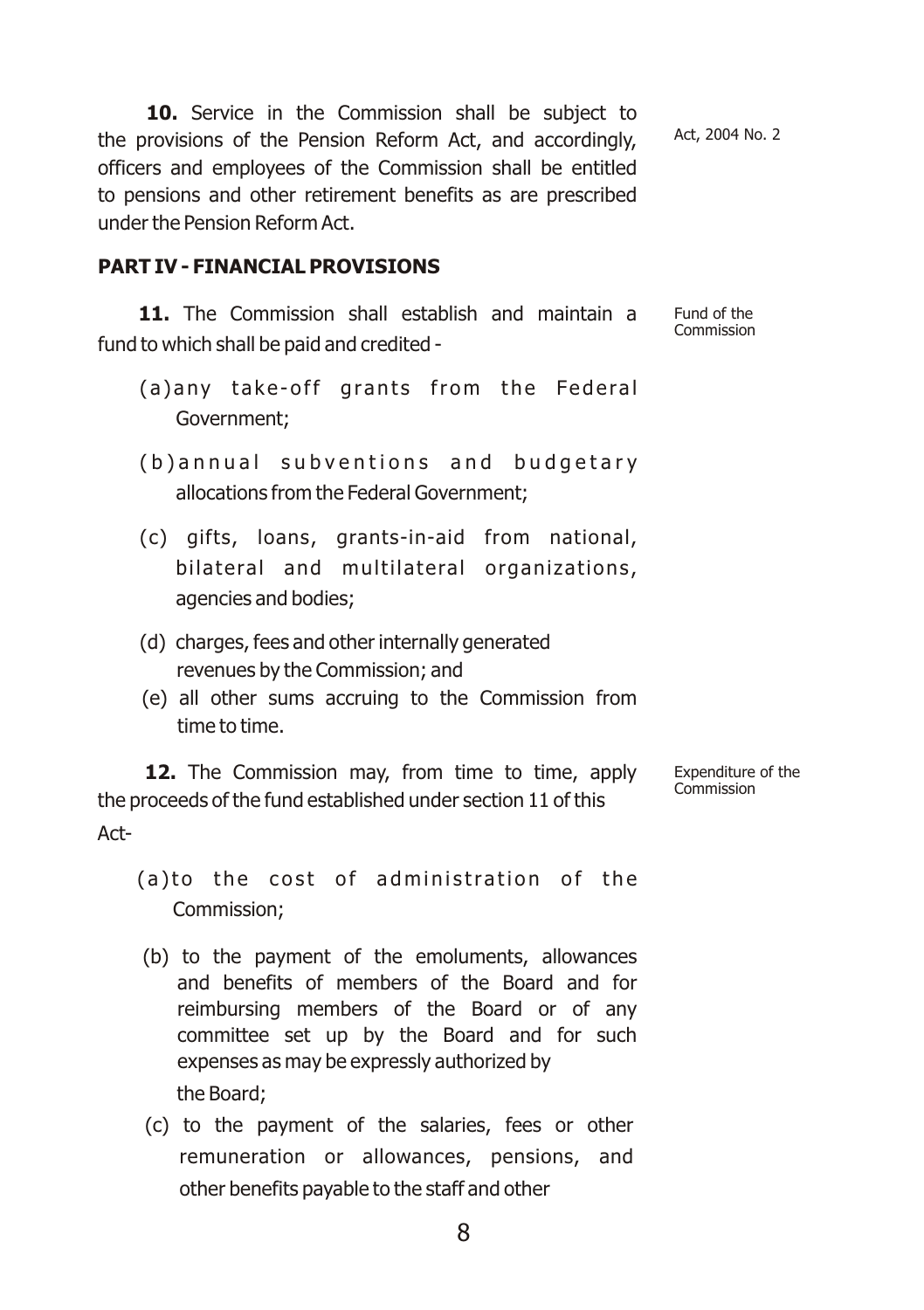**10.** Service in the Commission shall be subject to the provisions of the Pension Reform Act, and accordingly, officers and employees of the Commission shall be entitled to pensions and other retirement benefits as are prescribed under the Pension Reform Act.

Act, 2004 No. 2

## PART IV - FINANCIAL PROVISIONS

Fund of the Commission

**11.** The Commission shall establish and maintain a fund to which shall be paid and credited -

(a) any take-off grants from the Federal Government;

(b) annual subventions and budgetary allocations from the Federal Government;

(c) gifts, loans, grants-in-aid from national, bilateral and multilateral organizations, agencies and bodies;

(d) charges, fees and other internally generated revenues by the Commission; and

(e) all other sums accruing to the Commission from time to time.

Expenditure of the Commission

**12.** The Commission may, from time to time, apply the proceeds of the fund established under section 11 of this Act-

(a) to the cost of administration of the Commission;

(b) to the payment of the emoluments, allowances and benefits of members of the Board and for reimbursing members of the Board or of any committee set up by the Board and for such expenses as may be expressly authorized by the Board;

(c) to the payment of the salaries, fees or other remuneration or allowances, pensions, and other benefits payable to the staff and other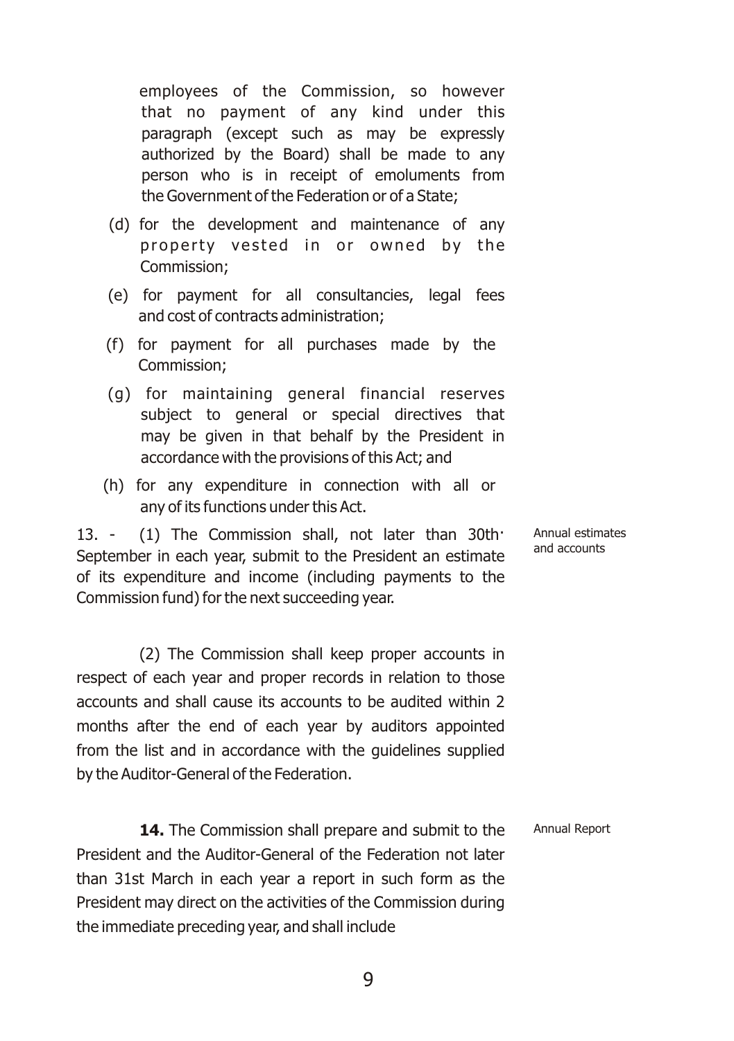employees of the Commission, so however that no payment of any kind under this paragraph (except such as may be expressly authorized by the Board) shall be made to any person who is in receipt of emoluments from the Government of the Federation or of a State;

(d) for the development and maintenance of any property vested in or owned by the Commission;

(e) for payment for all consultancies, legal fees and cost of contracts administration;

(f) for payment for all purchases made by the Commission;

(g) for maintaining general financial reserves subject to general or special directives that may be given in that behalf by the President in accordance with the provisions of this Act; and

(h) for any expenditure in connection with all or any of its functions under this Act.

*Annual estimates and accounts*

13. - (1) The Commission shall, not later than 30th· September in each year, submit to the President an estimate of its expenditure and income (including payments to the Commission fund) for the next succeeding year.

(2) The Commission shall keep proper accounts in respect of each year and proper records in relation to those accounts and shall cause its accounts to be audited within 2 months after the end of each year by auditors appointed from the list and in accordance with the guidelines supplied by the Auditor-General of the Federation.

*Annual Report*

**14.** The Commission shall prepare and submit to the President and the Auditor-General of the Federation not later than 31st March in each year a report in such form as the President may direct on the activities of the Commission during the immediate preceding year, and shall include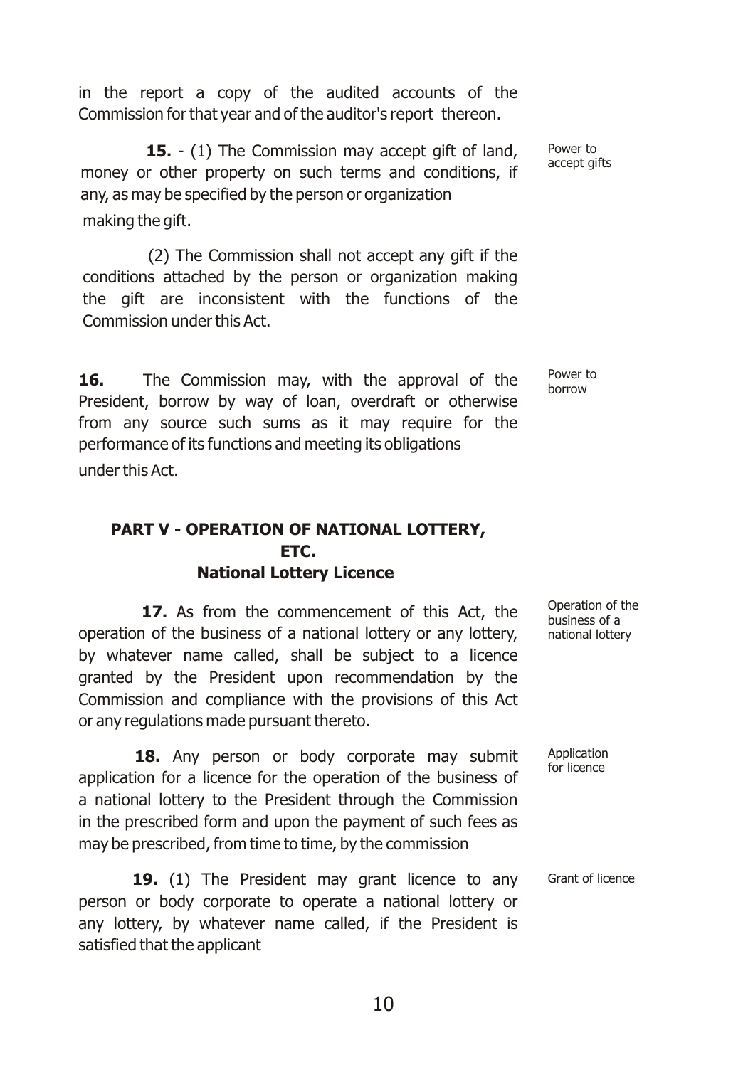in the report a copy of the audited accounts of the Commission for that year and of the auditor's report thereon.

**15.** - (1) The Commission may accept gift of land, money or other property on such terms and conditions, if any, as may be specified by the person or organization making the gift.

Power to accept gifts

(2) The Commission shall not accept any gift if the conditions attached by the person or organization making the gift are inconsistent with the functions of the Commission under this Act.

**16.** The Commission may, with the approval of the President, borrow by way of loan, overdraft or otherwise from any source such sums as it may require for the performance of its functions and meeting its obligations under this Act.

Power to borrow

## PART V - OPERATION OF NATIONAL LOTTERY, ETC.

### National Lottery Licence

**17.** As from the commencement of this Act, the operation of the business of a national lottery or any lottery, by whatever name called, shall be subject to a licence granted by the President upon recommendation by the Commission and compliance with the provisions of this Act or any regulations made pursuant thereto.

Operation of the business of a national lottery

**18.** Any person or body corporate may submit application for a licence for the operation of the business of a national lottery to the President through the Commission in the prescribed form and upon the payment of such fees as may be prescribed, from time to time, by the commission

Application for licence

**19.** (1) The President may grant licence to any person or body corporate to operate a national lottery or any lottery, by whatever name called, if the President is satisfied that the applicant

Grant of licence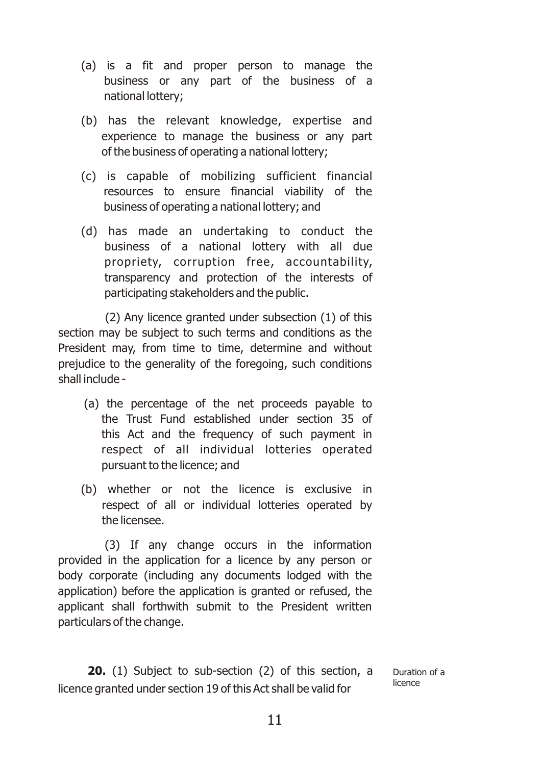(a) is a fit and proper person to manage the business or any part of the business of a national lottery;

(b) has the relevant knowledge, expertise and experience to manage the business or any part of the business of operating a national lottery;

(c) is capable of mobilizing sufficient financial resources to ensure financial viability of the business of operating a national lottery; and

(d) has made an undertaking to conduct the business of a national lottery with all due propriety, corruption free, accountability, transparency and protection of the interests of participating stakeholders and the public.

(2) Any licence granted under subsection (1) of this section may be subject to such terms and conditions as the President may, from time to time, determine and without prejudice to the generality of the foregoing, such conditions shall include -

(a) the percentage of the net proceeds payable to the Trust Fund established under section 35 of this Act and the frequency of such payment in respect of all individual lotteries operated pursuant to the licence; and

(b) whether or not the licence is exclusive in respect of all or individual lotteries operated by the licensee.

(3) If any change occurs in the information provided in the application for a licence by any person or body corporate (including any documents lodged with the application) before the application is granted or refused, the applicant shall forthwith submit to the President written particulars of the change.

Duration of a licence

**20.** (1) Subject to sub-section (2) of this section, a licence granted under section 19 of this Act shall be valid for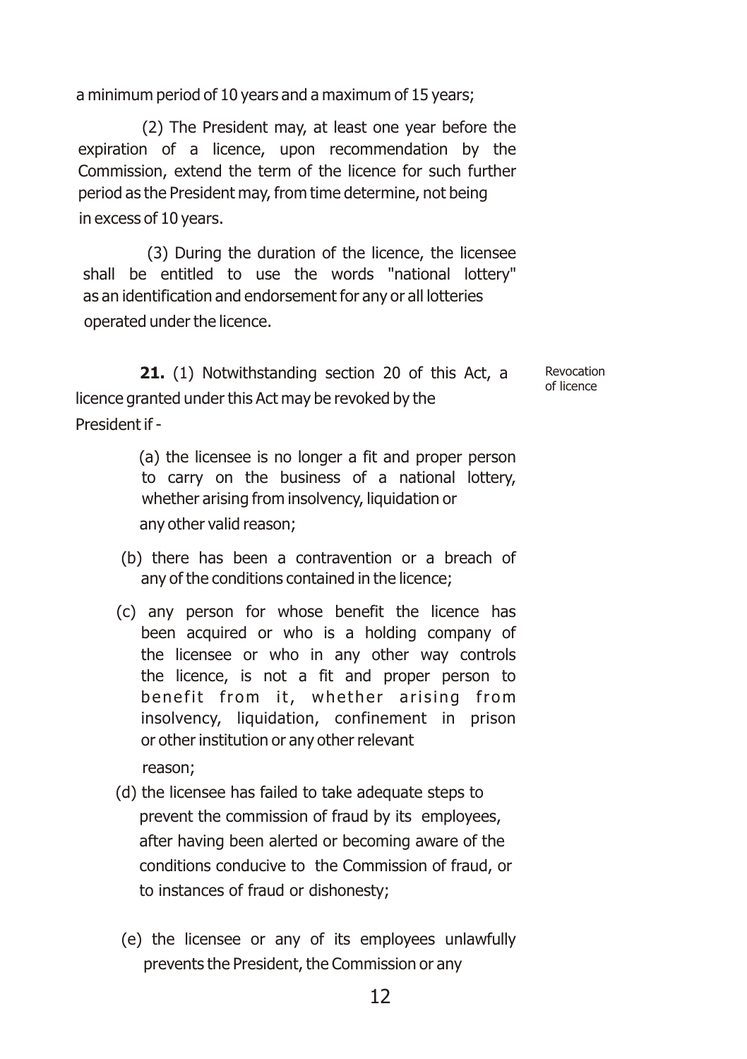a minimum period of 10 years and a maximum of 15 years;

(2) The President may, at least one year before the expiration of a licence, upon recommendation by the Commission, extend the term of the licence for such further period as the President may, from time determine, not being in excess of 10 years.

(3) During the duration of the licence, the licensee shall be entitled to use the words "national lottery" as an identification and endorsement for any or all lotteries operated under the licence.

Revocation of licence

**21.** (1) Notwithstanding section 20 of this Act, a licence granted under this Act may be revoked by the President if -

(a) the licensee is no longer a fit and proper person to carry on the business of a national lottery, whether arising from insolvency, liquidation or any other valid reason;

(b) there has been a contravention or a breach of any of the conditions contained in the licence;

(c) any person for whose benefit the licence has been acquired or who is a holding company of the licensee or who in any other way controls the licence, is not a fit and proper person to benefit from it, whether arising from insolvency, liquidation, confinement in prison or other institution or any other relevant reason;

(d) the licensee has failed to take adequate steps to prevent the commission of fraud by its employees, after having been alerted or becoming aware of the conditions conducive to the Commission of fraud, or to instances of fraud or dishonesty;

(e) the licensee or any of its employees unlawfully prevents the President, the Commission or any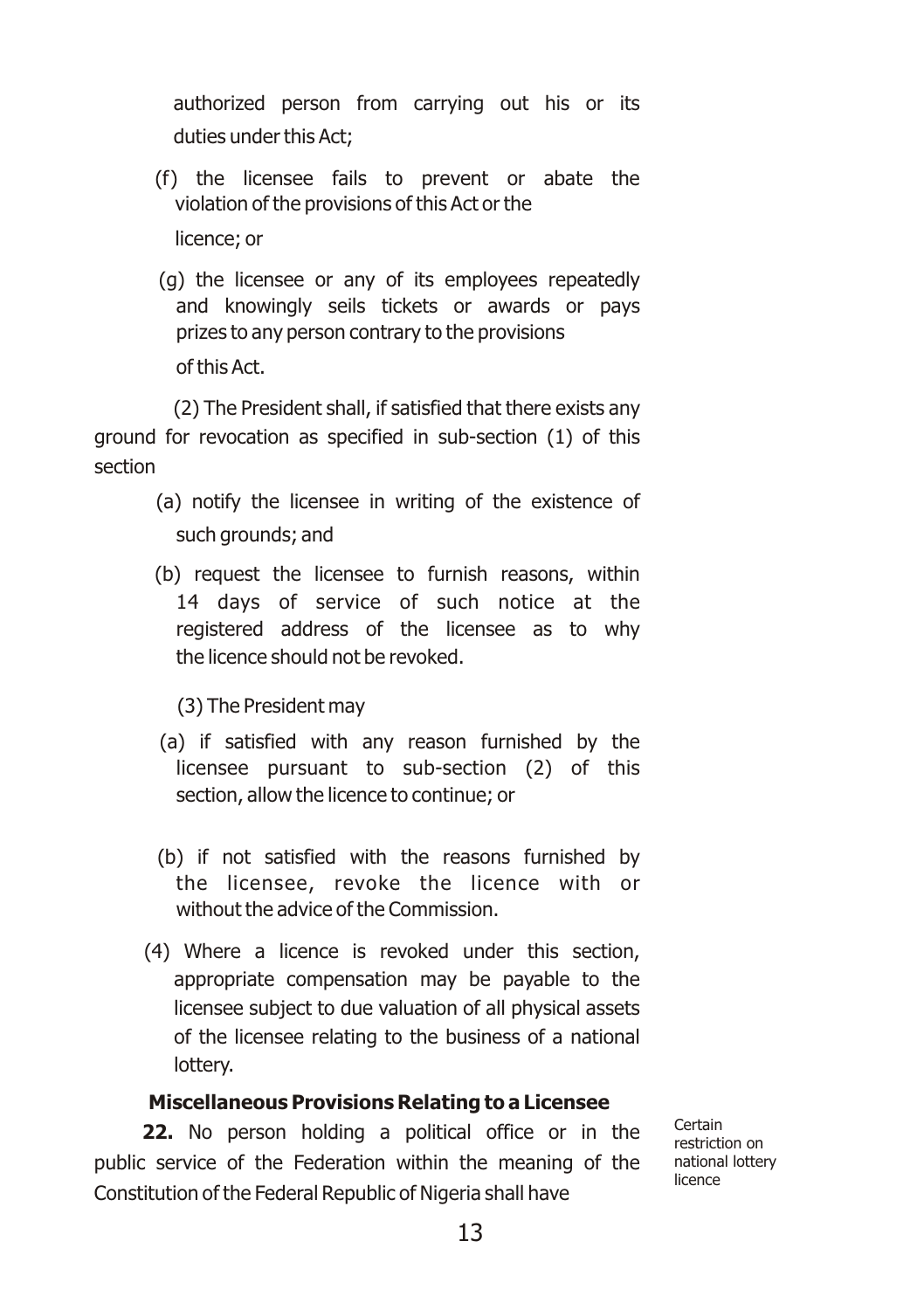authorized person from carrying out his or its duties under this Act;

(f) the licensee fails to prevent or abate the violation of the provisions of this Act or the licence; or

(g) the licensee or any of its employees repeatedly and knowingly seils tickets or awards or pays prizes to any person contrary to the provisions of this Act.

(2) The President shall, if satisfied that there exists any ground for revocation as specified in sub-section (1) of this section

(a) notify the licensee in writing of the existence of such grounds; and

(b) request the licensee to furnish reasons, within 14 days of service of such notice at the registered address of the licensee as to why the licence should not be revoked.

(3) The President may

(a) if satisfied with any reason furnished by the licensee pursuant to sub-section (2) of this section, allow the licence to continue; or

(b) if not satisfied with the reasons furnished by the licensee, revoke the licence with or without the advice of the Commission.

(4) Where a licence is revoked under this section, appropriate compensation may be payable to the licensee subject to due valuation of all physical assets of the licensee relating to the business of a national lottery.

**Miscellaneous Provisions Relating to a Licensee**

Certain restriction on national lottery licence

**22.** No person holding a political office or in the public service of the Federation within the meaning of the Constitution of the Federal Republic of Nigeria shall have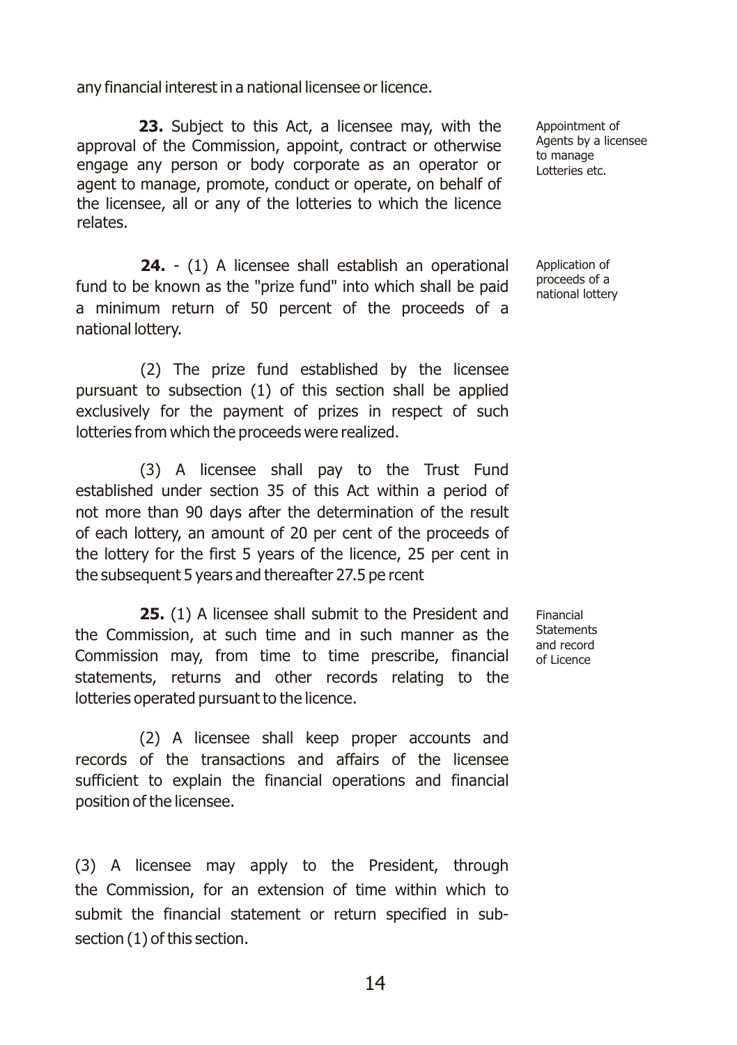any financial interest in a national licensee or licence.

*Appointment of Agents by a licensee to manage Lotteries etc.*

**23.** Subject to this Act, a licensee may, with the approval of the Commission, appoint, contract or otherwise engage any person or body corporate as an operator or agent to manage, promote, conduct or operate, on behalf of the licensee, all or any of the lotteries to which the licence relates.

*Application of proceeds of a national lottery*

**24.** - (1) A licensee shall establish an operational fund to be known as the "prize fund" into which shall be paid a minimum return of 50 percent of the proceeds of a national lottery.

(2) The prize fund established by the licensee pursuant to subsection (1) of this section shall be applied exclusively for the payment of prizes in respect of such lotteries from which the proceeds were realized.

(3) A licensee shall pay to the Trust Fund established under section 35 of this Act within a period of not more than 90 days after the determination of the result of each lottery, an amount of 20 per cent of the proceeds of the lottery for the first 5 years of the licence, 25 per cent in the subsequent 5 years and thereafter 27.5 pe rcent

*Financial Statements and record of Licence*

**25.** (1) A licensee shall submit to the President and the Commission, at such time and in such manner as the Commission may, from time to time prescribe, financial statements, returns and other records relating to the lotteries operated pursuant to the licence.

(2) A licensee shall keep proper accounts and records of the transactions and affairs of the licensee sufficient to explain the financial operations and financial position of the licensee.

(3) A licensee may apply to the President, through the Commission, for an extension of time within which to submit the financial statement or return specified in sub-section (1) of this section.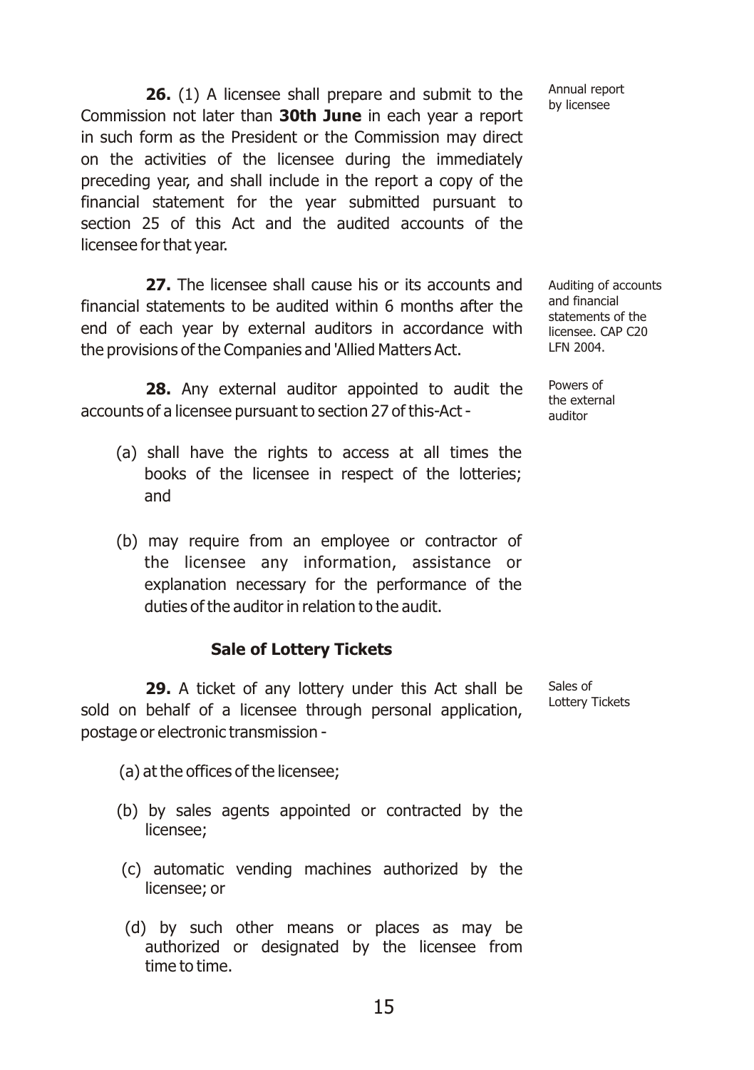**26.** (1) A licensee shall prepare and submit to the Commission not later than **30th June** in each year a report in such form as the President or the Commission may direct on the activities of the licensee during the immediately preceding year, and shall include in the report a copy of the financial statement for the year submitted pursuant to section 25 of this Act and the audited accounts of the licensee for that year.

Annual report by licensee

**27.** The licensee shall cause his or its accounts and financial statements to be audited within 6 months after the end of each year by external auditors in accordance with the provisions of the Companies and 'Allied Matters Act.

Auditing of accounts and financial statements of the licensee. CAP C20 LFN 2004.

**28.** Any external auditor appointed to audit the accounts of a licensee pursuant to section 27 of this-Act -

Powers of the external auditor

(a) shall have the rights to access at all times the books of the licensee in respect of the lotteries; and

(b) may require from an employee or contractor of the licensee any information, assistance or explanation necessary for the performance of the duties of the auditor in relation to the audit.

### Sale of Lottery Tickets

**29.** A ticket of any lottery under this Act shall be sold on behalf of a licensee through personal application, postage or electronic transmission -

Sales of Lottery Tickets

(a) at the offices of the licensee;

(b) by sales agents appointed or contracted by the licensee;

(c) automatic vending machines authorized by the licensee; or

(d) by such other means or places as may be authorized or designated by the licensee from time to time.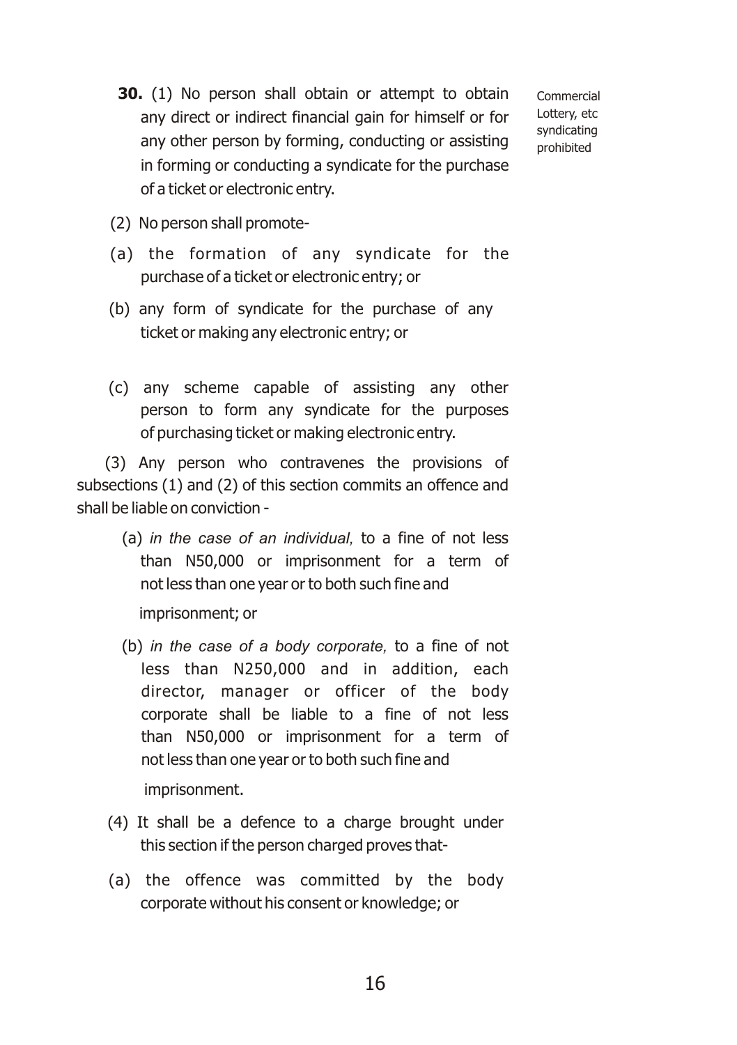**30.** (1) No person shall obtain or attempt to obtain any direct or indirect financial gain for himself or for any other person by forming, conducting or assisting in forming or conducting a syndicate for the purchase of a ticket or electronic entry.

Commercial Lottery, etc syndicating prohibited

(2) No person shall promote-

(a) the formation of any syndicate for the purchase of a ticket or electronic entry; or

(b) any form of syndicate for the purchase of any ticket or making any electronic entry; or

(c) any scheme capable of assisting any other person to form any syndicate for the purposes of purchasing ticket or making electronic entry.

(3) Any person who contravenes the provisions of subsections (1) and (2) of this section commits an offence and shall be liable on conviction -

(a) *in the case of an individual,* to a fine of not less than N50,000 or imprisonment for a term of not less than one year or to both such fine and imprisonment; or

(b) *in the case of a body corporate,* to a fine of not less than N250,000 and in addition, each director, manager or officer of the body corporate shall be liable to a fine of not less than N50,000 or imprisonment for a term of not less than one year or to both such fine and imprisonment.

(4) It shall be a defence to a charge brought under this section if the person charged proves that-

(a) the offence was committed by the body corporate without his consent or knowledge; or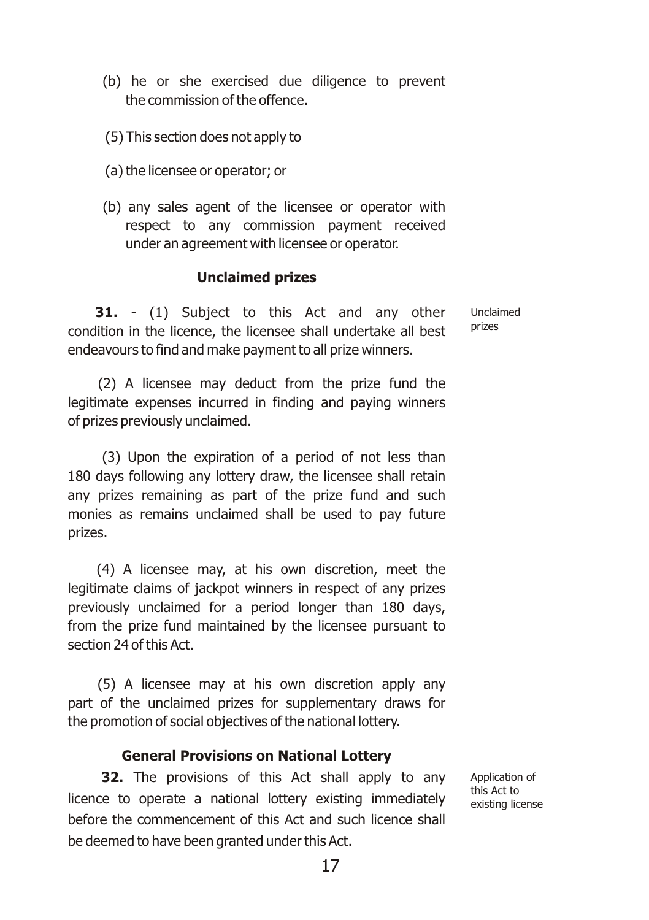(b) he or she exercised due diligence to prevent the commission of the offence.

(5) This section does not apply to

(a) the licensee or operator; or

(b) any sales agent of the licensee or operator with respect to any commission payment received under an agreement with licensee or operator.

**Unclaimed prizes**

Unclaimed prizes

**31.** - (1) Subject to this Act and any other condition in the licence, the licensee shall undertake all best endeavours to find and make payment to all prize winners.

(2) A licensee may deduct from the prize fund the legitimate expenses incurred in finding and paying winners of prizes previously unclaimed.

(3) Upon the expiration of a period of not less than 180 days following any lottery draw, the licensee shall retain any prizes remaining as part of the prize fund and such monies as remains unclaimed shall be used to pay future prizes.

(4) A licensee may, at his own discretion, meet the legitimate claims of jackpot winners in respect of any prizes previously unclaimed for a period longer than 180 days, from the prize fund maintained by the licensee pursuant to section 24 of this Act.

(5) A licensee may at his own discretion apply any part of the unclaimed prizes for supplementary draws for the promotion of social objectives of the national lottery.

**General Provisions on National Lottery**

Application of this Act to existing license

**32.** The provisions of this Act shall apply to any licence to operate a national lottery existing immediately before the commencement of this Act and such licence shall be deemed to have been granted under this Act.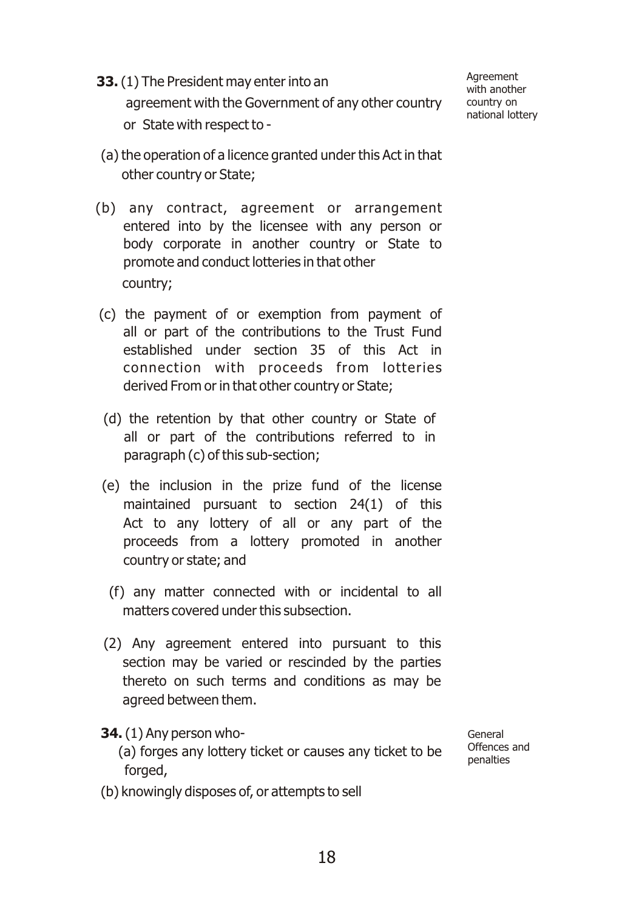Agreement with another country on national lottery

**33.** (1) The President may enter into an agreement with the Government of any other country or State with respect to -

(a) the operation of a licence granted under this Act in that other country or State;

(b) any contract, agreement or arrangement entered into by the licensee with any person or body corporate in another country or State to promote and conduct lotteries in that other country;

(c) the payment of or exemption from payment of all or part of the contributions to the Trust Fund established under section 35 of this Act in connection with proceeds from lotteries derived From or in that other country or State;

(d) the retention by that other country or State of all or part of the contributions referred to in paragraph (c) of this sub-section;

(e) the inclusion in the prize fund of the license maintained pursuant to section 24(1) of this Act to any lottery of all or any part of the proceeds from a lottery promoted in another country or state; and

(f) any matter connected with or incidental to all matters covered under this subsection.

(2) Any agreement entered into pursuant to this section may be varied or rescinded by the parties thereto on such terms and conditions as may be agreed between them.

General Offences and penalties

**34.** (1) Any person who-

(a) forges any lottery ticket or causes any ticket to be forged,

(b) knowingly disposes of, or attempts to sell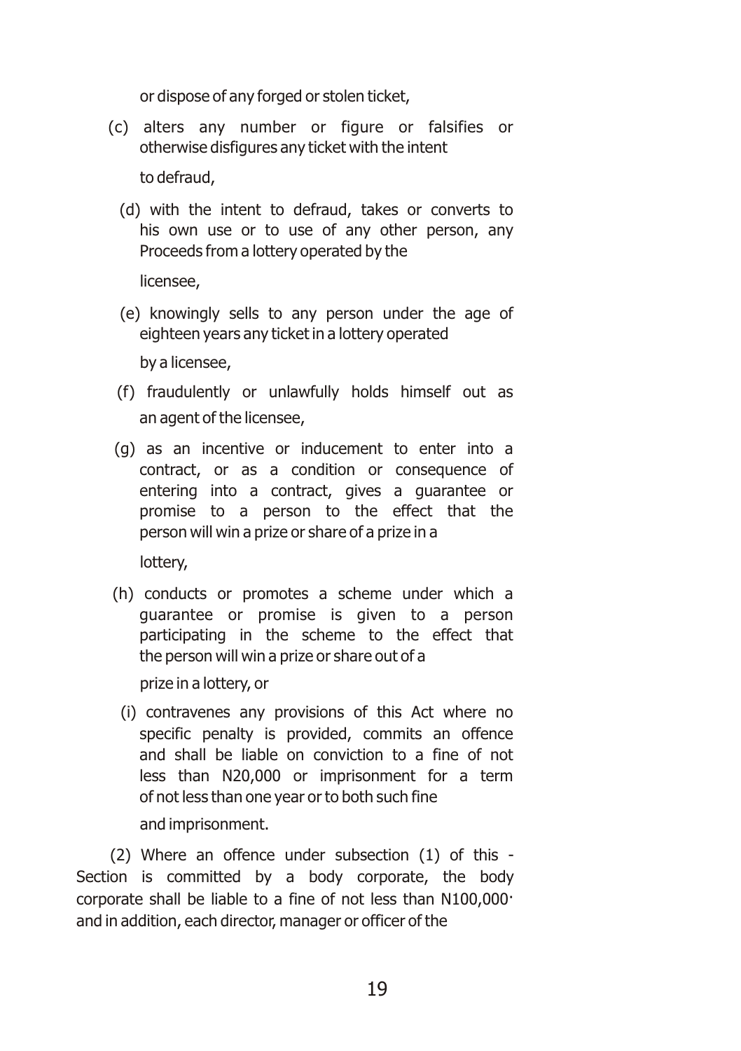or dispose of any forged or stolen ticket,

(c) alters any number or figure or falsifies or otherwise disfigures any ticket with the intent to defraud,

(d) with the intent to defraud, takes or converts to his own use or to use of any other person, any Proceeds from a lottery operated by the licensee,

(e) knowingly sells to any person under the age of eighteen years any ticket in a lottery operated by a licensee,

(f) fraudulently or unlawfully holds himself out as an agent of the licensee,

(g) as an incentive or inducement to enter into a contract, or as a condition or consequence of entering into a contract, gives a guarantee or promise to a person to the effect that the person will win a prize or share of a prize in a lottery,

(h) conducts or promotes a scheme under which a guarantee or promise is given to a person participating in the scheme to the effect that the person will win a prize or share out of a prize in a lottery, or

(i) contravenes any provisions of this Act where no specific penalty is provided, commits an offence and shall be liable on conviction to a fine of not less than N20,000 or imprisonment for a term of not less than one year or to both such fine and imprisonment.

(2) Where an offence under subsection (1) of this - Section is committed by a body corporate, the body corporate shall be liable to a fine of not less than N100,000· and in addition, each director, manager or officer of the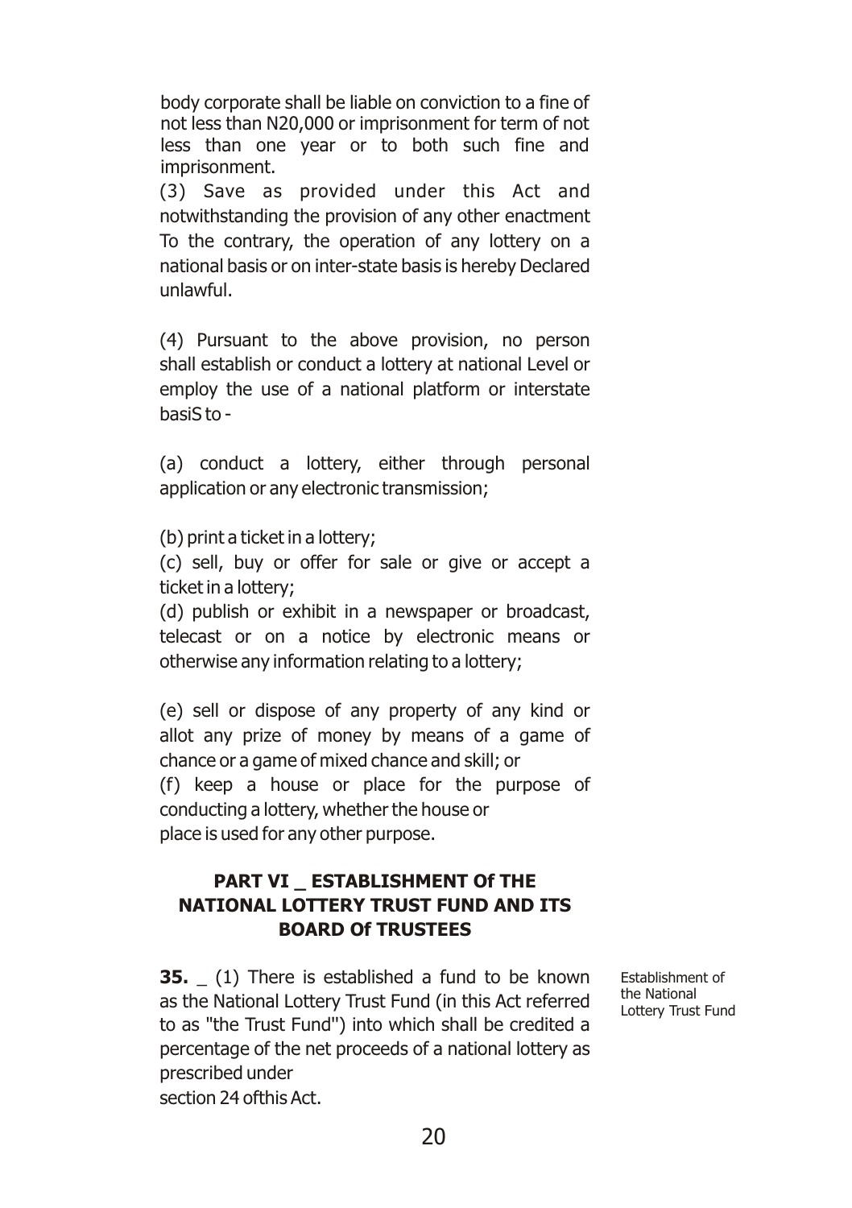body corporate shall be liable on conviction to a fine of not less than N20,000 or imprisonment for term of not less than one year or to both such fine and imprisonment.

(3) Save as provided under this Act and notwithstanding the provision of any other enactment To the contrary, the operation of any lottery on a national basis or on inter-state basis is hereby Declared unlawful.

(4) Pursuant to the above provision, no person shall establish or conduct a lottery at national Level or employ the use of a national platform or interstate basiS to -

(a) conduct a lottery, either through personal application or any electronic transmission;

(b) print a ticket in a lottery;

(c) sell, buy or offer for sale or give or accept a ticket in a lottery;

(d) publish or exhibit in a newspaper or broadcast, telecast or on a notice by electronic means or otherwise any information relating to a lottery;

(e) sell or dispose of any property of any kind or allot any prize of money by means of a game of chance or a game of mixed chance and skill; or

(f) keep a house or place for the purpose of conducting a lottery, whether the house or place is used for any other purpose.

## PART VI _ ESTABLISHMENT Of THE NATIONAL LOTTERY TRUST FUND AND ITS BOARD Of TRUSTEES

Establishment of the National Lottery Trust Fund

**35.** _ (1) There is established a fund to be known as the National Lottery Trust Fund (in this Act referred to as "the Trust Fund") into which shall be credited a percentage of the net proceeds of a national lottery as prescribed under section 24 ofthis Act.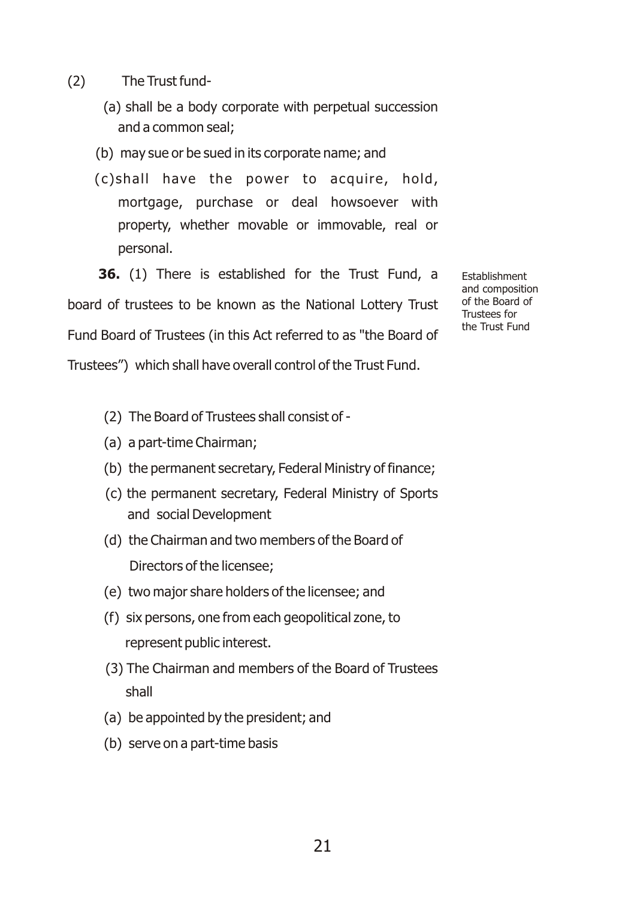(2) The Trust fund-

(a) shall be a body corporate with perpetual succession and a common seal;

(b) may sue or be sued in its corporate name; and

(c) shall have the power to acquire, hold, mortgage, purchase or deal howsoever with property, whether movable or immovable, real or personal.

Establishment and composition of the Board of Trustees for the Trust Fund

**36.** (1) There is established for the Trust Fund, a board of trustees to be known as the National Lottery Trust Fund Board of Trustees (in this Act referred to as "the Board of Trustees") which shall have overall control of the Trust Fund.

(2) The Board of Trustees shall consist of -

(a) a part-time Chairman;

(b) the permanent secretary, Federal Ministry of finance;

(c) the permanent secretary, Federal Ministry of Sports and social Development

(d) the Chairman and two members of the Board of Directors of the licensee;

(e) two major share holders of the licensee; and

(f) six persons, one from each geopolitical zone, to represent public interest.

(3) The Chairman and members of the Board of Trustees shall

(a) be appointed by the president; and

(b) serve on a part-time basis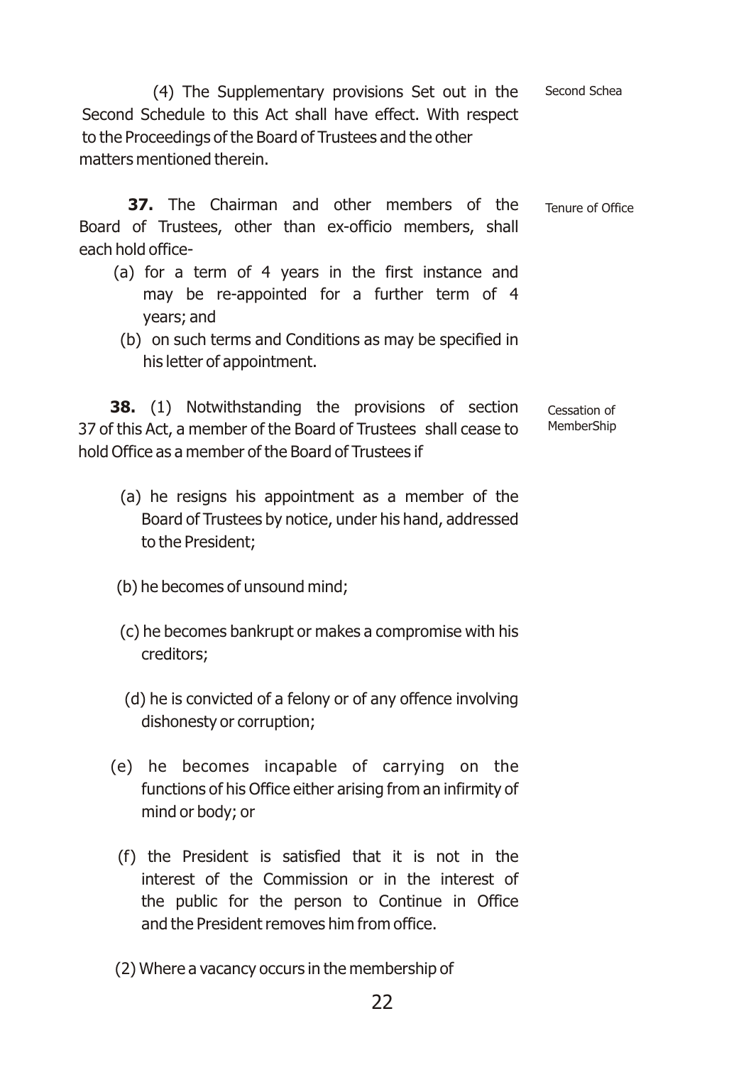(4) The Supplementary provisions Set out in the Second Schedule to this Act shall have effect. With respect to the Proceedings of the Board of Trustees and the other matters mentioned therein.

Second Schea

Tenure of Office

**37.** The Chairman and other members of the Board of Trustees, other than ex-officio members, shall each hold office-

(a) for a term of 4 years in the first instance and may be re-appointed for a further term of 4 years; and

(b) on such terms and Conditions as may be specified in his letter of appointment.

Cessation of MemberShip

**38.** (1) Notwithstanding the provisions of section 37 of this Act, a member of the Board of Trustees shall cease to hold Office as a member of the Board of Trustees if

(a) he resigns his appointment as a member of the Board of Trustees by notice, under his hand, addressed to the President;

(b) he becomes of unsound mind;

(c) he becomes bankrupt or makes a compromise with his creditors;

(d) he is convicted of a felony or of any offence involving dishonesty or corruption;

(e) he becomes incapable of carrying on the functions of his Office either arising from an infirmity of mind or body; or

(f) the President is satisfied that it is not in the interest of the Commission or in the interest of the public for the person to Continue in Office and the President removes him from office.

(2) Where a vacancy occurs in the membership of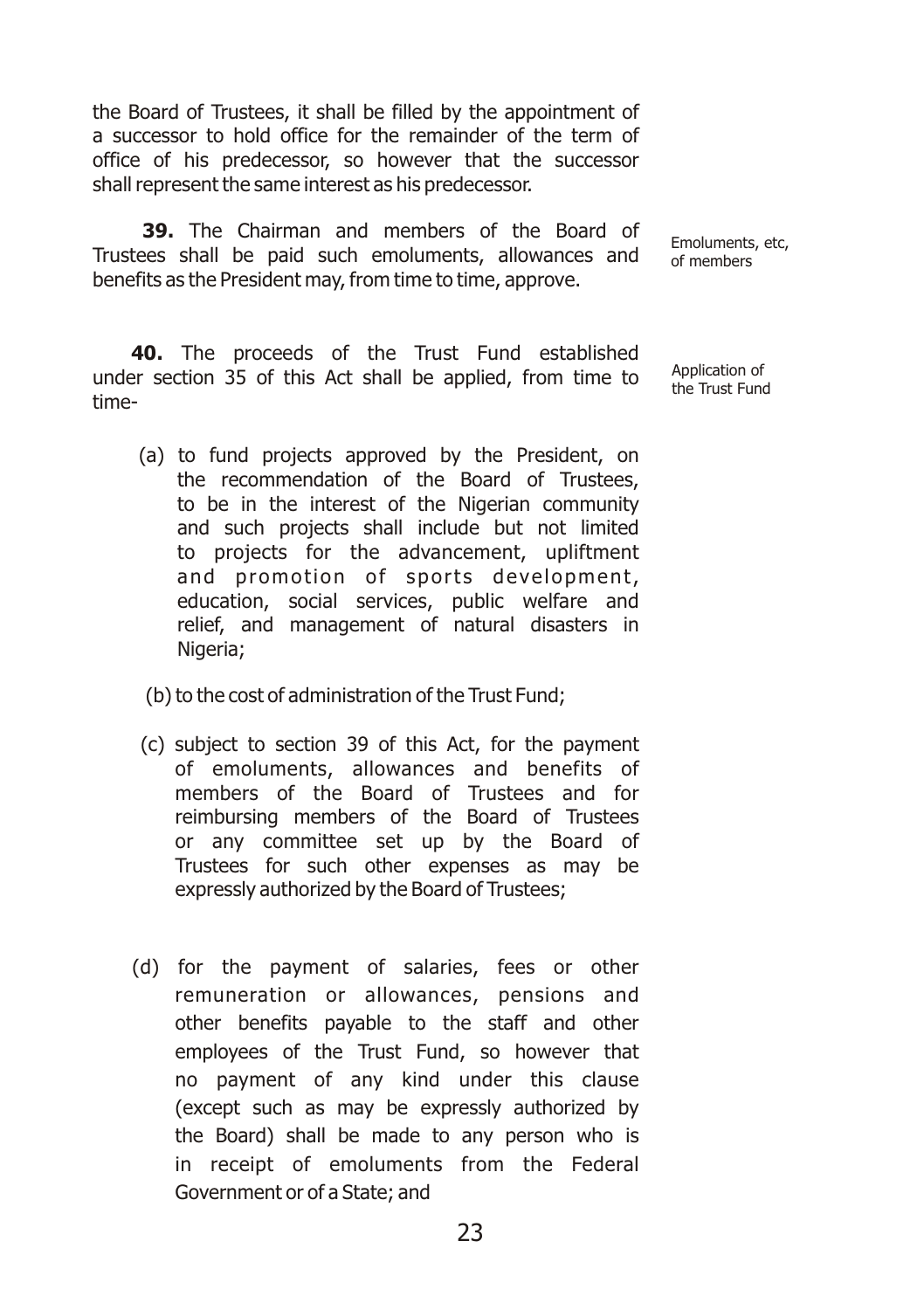the Board of Trustees, it shall be filled by the appointment of a successor to hold office for the remainder of the term of office of his predecessor, so however that the successor shall represent the same interest as his predecessor.

Emoluments, etc, of members

**39.** The Chairman and members of the Board of Trustees shall be paid such emoluments, allowances and benefits as the President may, from time to time, approve.

Application of the Trust Fund

**40.** The proceeds of the Trust Fund established under section 35 of this Act shall be applied, from time to time-

(a) to fund projects approved by the President, on the recommendation of the Board of Trustees, to be in the interest of the Nigerian community and such projects shall include but not limited to projects for the advancement, upliftment and promotion of sports development, education, social services, public welfare and relief, and management of natural disasters in Nigeria;

(b) to the cost of administration of the Trust Fund;

(c) subject to section 39 of this Act, for the payment of emoluments, allowances and benefits of members of the Board of Trustees and for reimbursing members of the Board of Trustees or any committee set up by the Board of Trustees for such other expenses as may be expressly authorized by the Board of Trustees;

(d) for the payment of salaries, fees or other remuneration or allowances, pensions and other benefits payable to the staff and other employees of the Trust Fund, so however that no payment of any kind under this clause (except such as may be expressly authorized by the Board) shall be made to any person who is in receipt of emoluments from the Federal Government or of a State; and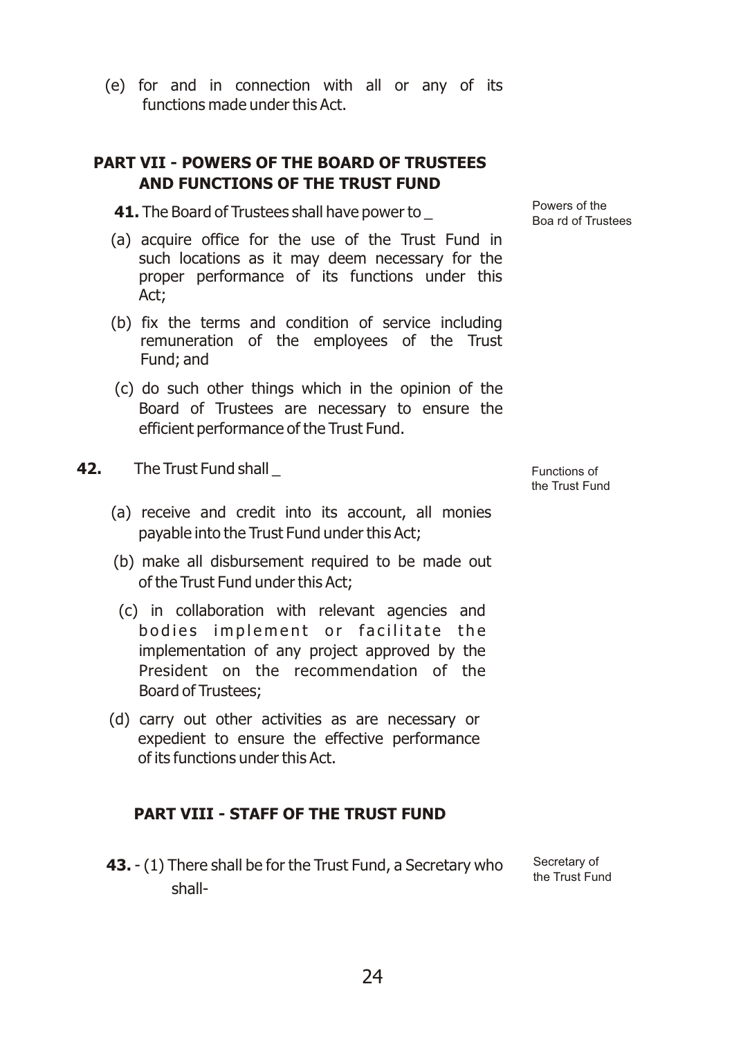(e) for and in connection with all or any of its functions made under this Act.

## PART VII - POWERS OF THE BOARD OF TRUSTEES AND FUNCTIONS OF THE TRUST FUND

Powers of the Boa rd of Trustees

**41.** The Board of Trustees shall have power to _

(a) acquire office for the use of the Trust Fund in such locations as it may deem necessary for the proper performance of its functions under this Act;

(b) fix the terms and condition of service including remuneration of the employees of the Trust Fund; and

(c) do such other things which in the opinion of the Board of Trustees are necessary to ensure the efficient performance of the Trust Fund.

Functions of the Trust Fund

**42.** The Trust Fund shall _

(a) receive and credit into its account, all monies payable into the Trust Fund under this Act;

(b) make all disbursement required to be made out of the Trust Fund under this Act;

(c) in collaboration with relevant agencies and bodies implement or facilitate the implementation of any project approved by the President on the recommendation of the Board of Trustees;

(d) carry out other activities as are necessary or expedient to ensure the effective performance of its functions under this Act.

## PART VIII - STAFF OF THE TRUST FUND

Secretary of the Trust Fund

**43.** - (1) There shall be for the Trust Fund, a Secretary who shall-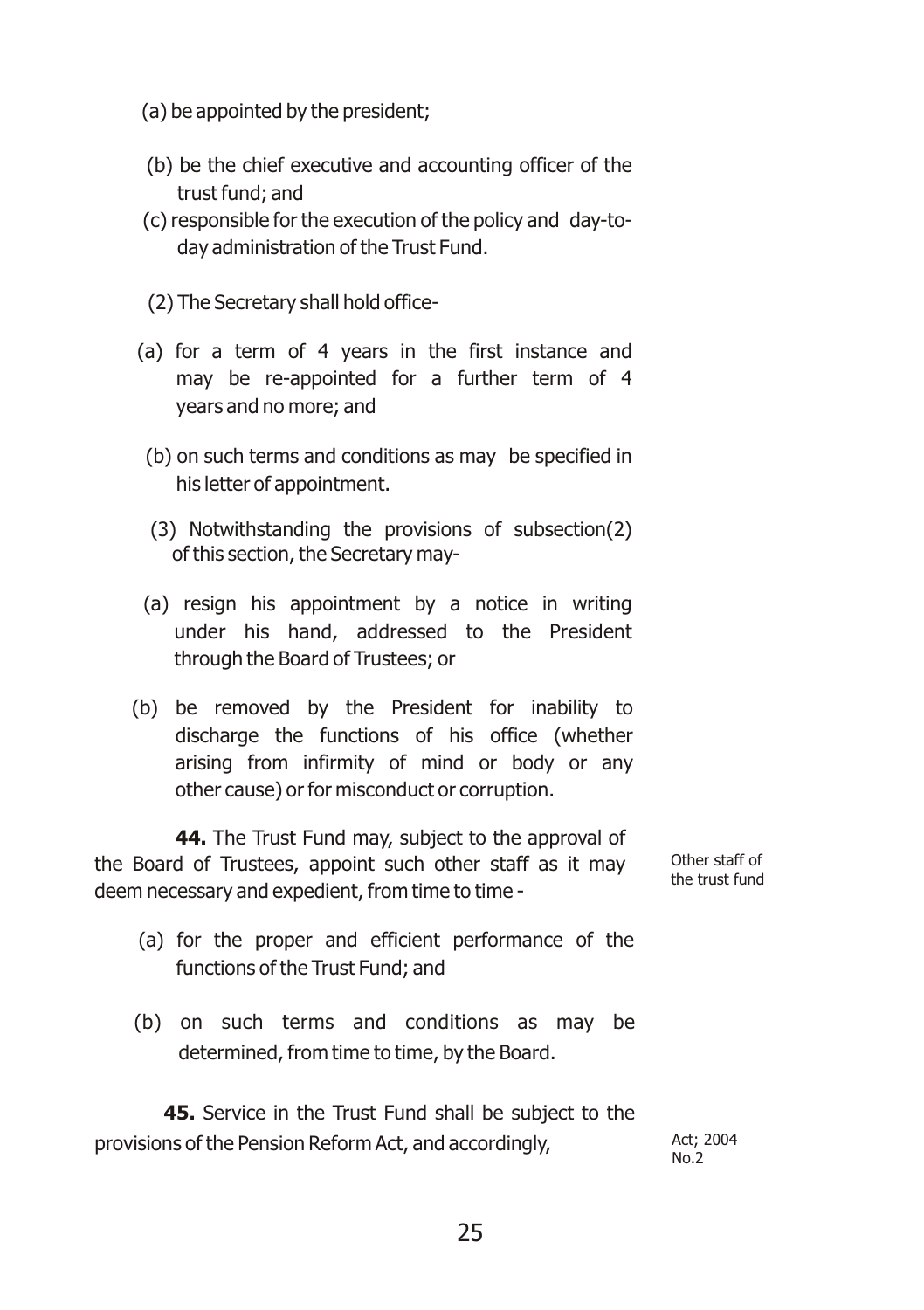(a) be appointed by the president;

(b) be the chief executive and accounting officer of the trust fund; and

(c) responsible for the execution of the policy and day-to-day administration of the Trust Fund.

(2) The Secretary shall hold office-

(a) for a term of 4 years in the first instance and may be re-appointed for a further term of 4 years and no more; and

(b) on such terms and conditions as may be specified in his letter of appointment.

(3) Notwithstanding the provisions of subsection(2) of this section, the Secretary may-

(a) resign his appointment by a notice in writing under his hand, addressed to the President through the Board of Trustees; or

(b) be removed by the President for inability to discharge the functions of his office (whether arising from infirmity of mind or body or any other cause) or for misconduct or corruption.

Other staff of the trust fund

**44.** The Trust Fund may, subject to the approval of the Board of Trustees, appoint such other staff as it may deem necessary and expedient, from time to time -

(a) for the proper and efficient performance of the functions of the Trust Fund; and

(b) on such terms and conditions as may be determined, from time to time, by the Board.

Act; 2004 No.2

**45.** Service in the Trust Fund shall be subject to the provisions of the Pension Reform Act, and accordingly,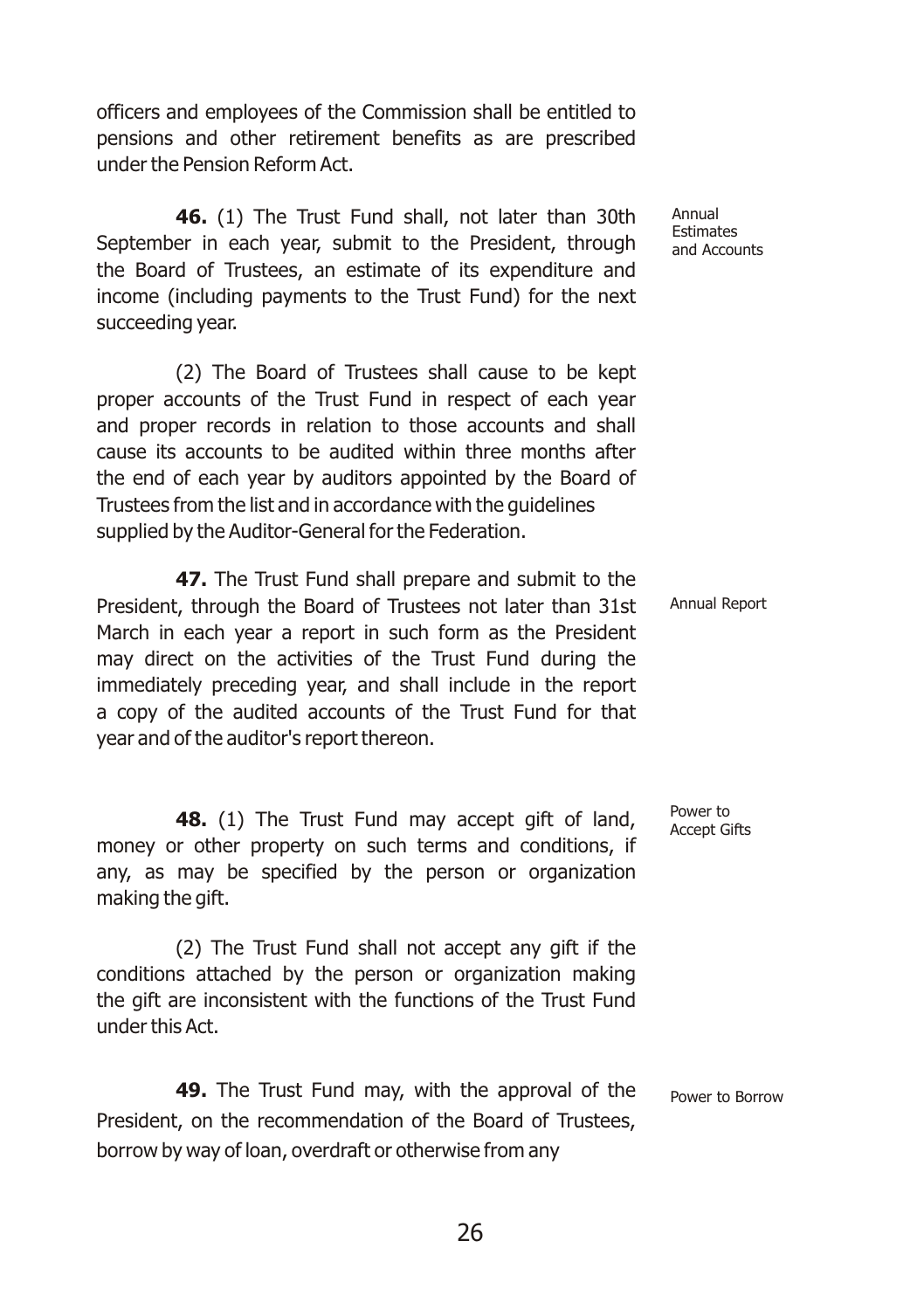officers and employees of the Commission shall be entitled to pensions and other retirement benefits as are prescribed under the Pension Reform Act.

Annual Estimates and Accounts

**46.** (1) The Trust Fund shall, not later than 30th September in each year, submit to the President, through the Board of Trustees, an estimate of its expenditure and income (including payments to the Trust Fund) for the next succeeding year.

(2) The Board of Trustees shall cause to be kept proper accounts of the Trust Fund in respect of each year and proper records in relation to those accounts and shall cause its accounts to be audited within three months after the end of each year by auditors appointed by the Board of Trustees from the list and in accordance with the guidelines supplied by the Auditor-General for the Federation.

Annual Report

**47.** The Trust Fund shall prepare and submit to the President, through the Board of Trustees not later than 31st March in each year a report in such form as the President may direct on the activities of the Trust Fund during the immediately preceding year, and shall include in the report a copy of the audited accounts of the Trust Fund for that year and of the auditor's report thereon.

Power to Accept Gifts

**48.** (1) The Trust Fund may accept gift of land, money or other property on such terms and conditions, if any, as may be specified by the person or organization making the gift.

(2) The Trust Fund shall not accept any gift if the conditions attached by the person or organization making the gift are inconsistent with the functions of the Trust Fund under this Act.

Power to Borrow

**49.** The Trust Fund may, with the approval of the President, on the recommendation of the Board of Trustees, borrow by way of loan, overdraft or otherwise from any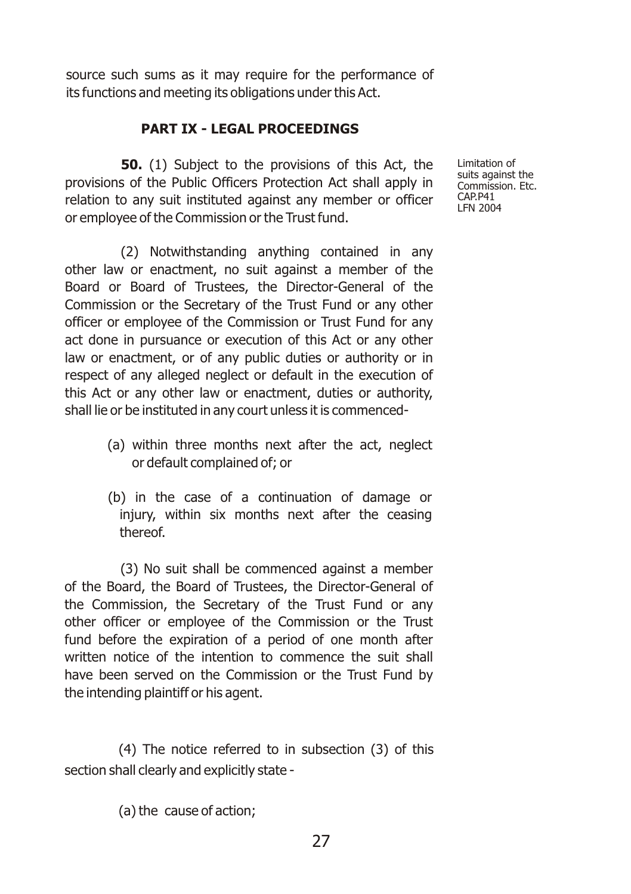source such sums as it may require for the performance of its functions and meeting its obligations under this Act.

## PART IX - LEGAL PROCEEDINGS

Limitation of suits against the Commission. Etc. CAP.P41 LFN 2004

**50.** (1) Subject to the provisions of this Act, the provisions of the Public Officers Protection Act shall apply in relation to any suit instituted against any member or officer or employee of the Commission or the Trust fund.

(2) Notwithstanding anything contained in any other law or enactment, no suit against a member of the Board or Board of Trustees, the Director-General of the Commission or the Secretary of the Trust Fund or any other officer or employee of the Commission or Trust Fund for any act done in pursuance or execution of this Act or any other law or enactment, or of any public duties or authority or in respect of any alleged neglect or default in the execution of this Act or any other law or enactment, duties or authority, shall lie or be instituted in any court unless it is commenced-

(a) within three months next after the act, neglect or default complained of; or

(b) in the case of a continuation of damage or injury, within six months next after the ceasing thereof.

(3) No suit shall be commenced against a member of the Board, the Board of Trustees, the Director-General of the Commission, the Secretary of the Trust Fund or any other officer or employee of the Commission or the Trust fund before the expiration of a period of one month after written notice of the intention to commence the suit shall have been served on the Commission or the Trust Fund by the intending plaintiff or his agent.

(4) The notice referred to in subsection (3) of this section shall clearly and explicitly state -

(a) the cause of action;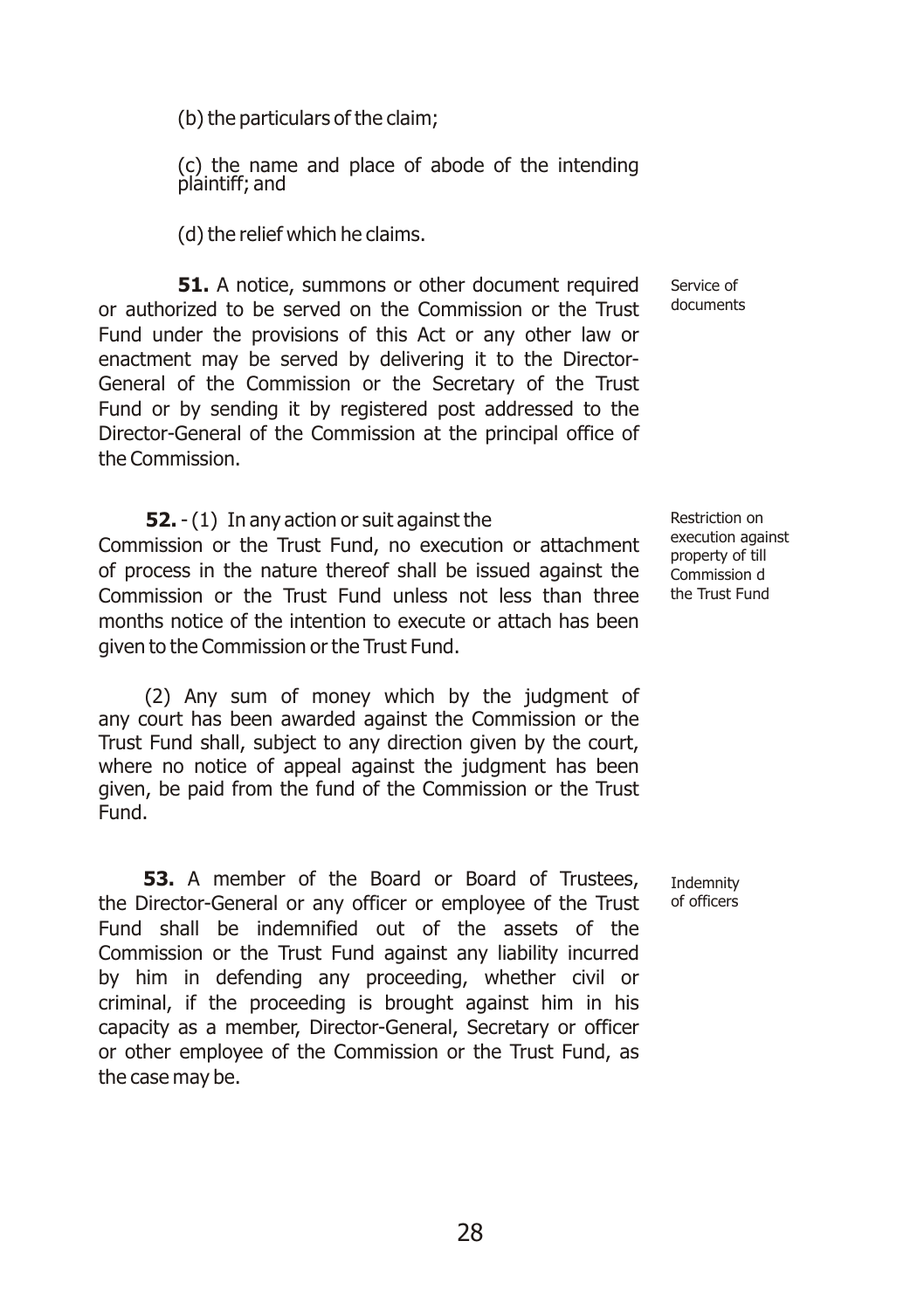(b) the particulars of the claim;

(c) the name and place of abode of the intending plaintiff; and

(d) the relief which he claims.

**Service of documents**

**51.** A notice, summons or other document required or authorized to be served on the Commission or the Trust Fund under the provisions of this Act or any other law or enactment may be served by delivering it to the Director-General of the Commission or the Secretary of the Trust Fund or by sending it by registered post addressed to the Director-General of the Commission at the principal office of the Commission.

**Restriction on execution against property of till Commission d the Trust Fund**

**52.** - (1) In any action or suit against the Commission or the Trust Fund, no execution or attachment of process in the nature thereof shall be issued against the Commission or the Trust Fund unless not less than three months notice of the intention to execute or attach has been given to the Commission or the Trust Fund.

(2) Any sum of money which by the judgment of any court has been awarded against the Commission or the Trust Fund shall, subject to any direction given by the court, where no notice of appeal against the judgment has been given, be paid from the fund of the Commission or the Trust Fund.

**Indemnity of officers**

**53.** A member of the Board or Board of Trustees, the Director-General or any officer or employee of the Trust Fund shall be indemnified out of the assets of the Commission or the Trust Fund against any liability incurred by him in defending any proceeding, whether civil or criminal, if the proceeding is brought against him in his capacity as a member, Director-General, Secretary or officer or other employee of the Commission or the Trust Fund, as the case may be.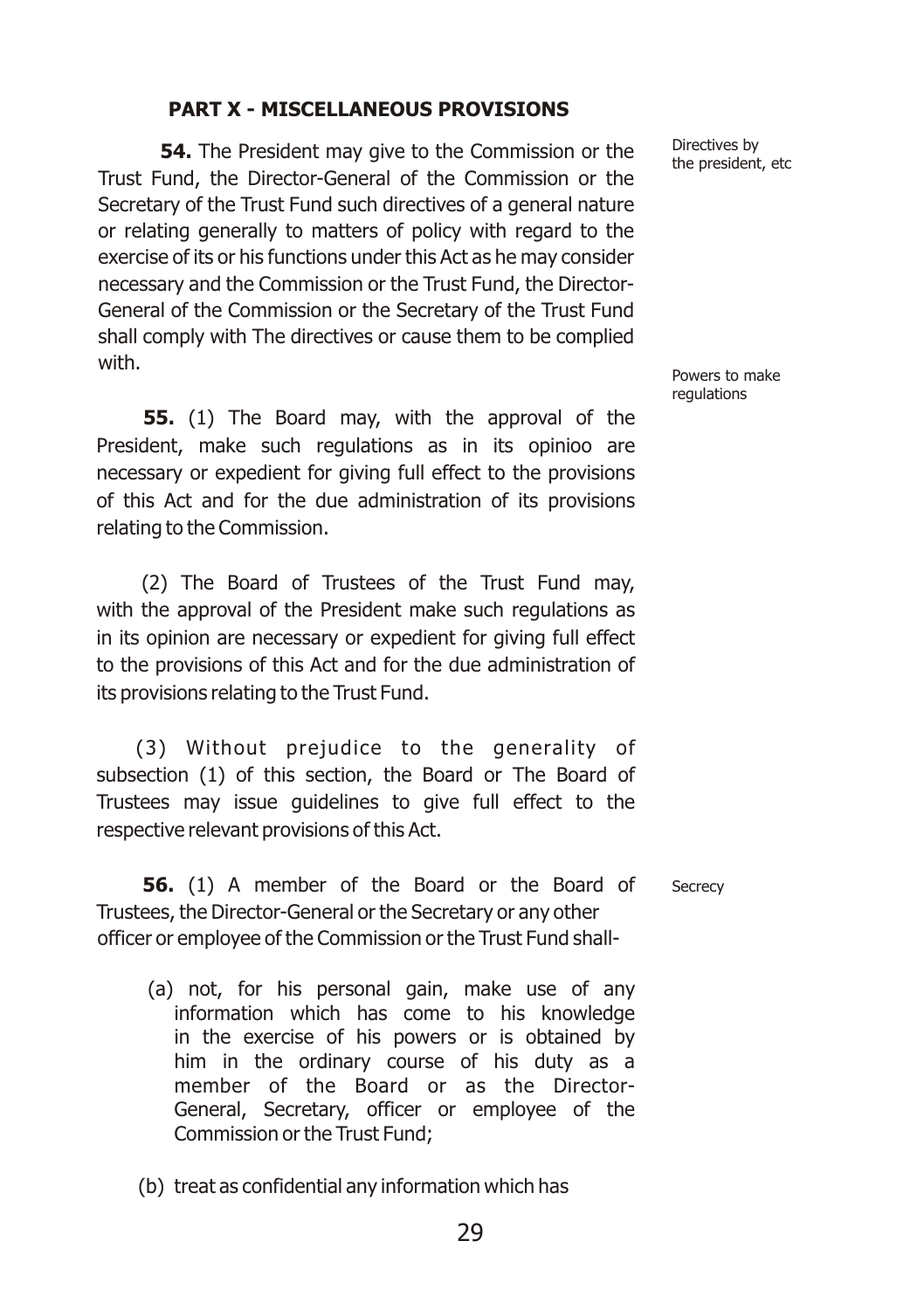## PART X - MISCELLANEOUS PROVISIONS

Directives by the president, etc

**54.** The President may give to the Commission or the Trust Fund, the Director-General of the Commission or the Secretary of the Trust Fund such directives of a general nature or relating generally to matters of policy with regard to the exercise of its or his functions under this Act as he may consider necessary and the Commission or the Trust Fund, the Director-General of the Commission or the Secretary of the Trust Fund shall comply with The directives or cause them to be complied with.

Powers to make regulations

**55.** (1) The Board may, with the approval of the President, make such regulations as in its opinioo are necessary or expedient for giving full effect to the provisions of this Act and for the due administration of its provisions relating to the Commission.

(2) The Board of Trustees of the Trust Fund may, with the approval of the President make such regulations as in its opinion are necessary or expedient for giving full effect to the provisions of this Act and for the due administration of its provisions relating to the Trust Fund.

(3) Without prejudice to the generality of subsection (1) of this section, the Board or The Board of Trustees may issue guidelines to give full effect to the respective relevant provisions of this Act.

Secrecy

**56.** (1) A member of the Board or the Board of Trustees, the Director-General or the Secretary or any other officer or employee of the Commission or the Trust Fund shall-

(a) not, for his personal gain, make use of any information which has come to his knowledge in the exercise of his powers or is obtained by him in the ordinary course of his duty as a member of the Board or as the Director-General, Secretary, officer or employee of the Commission or the Trust Fund;

(b) treat as confidential any information which has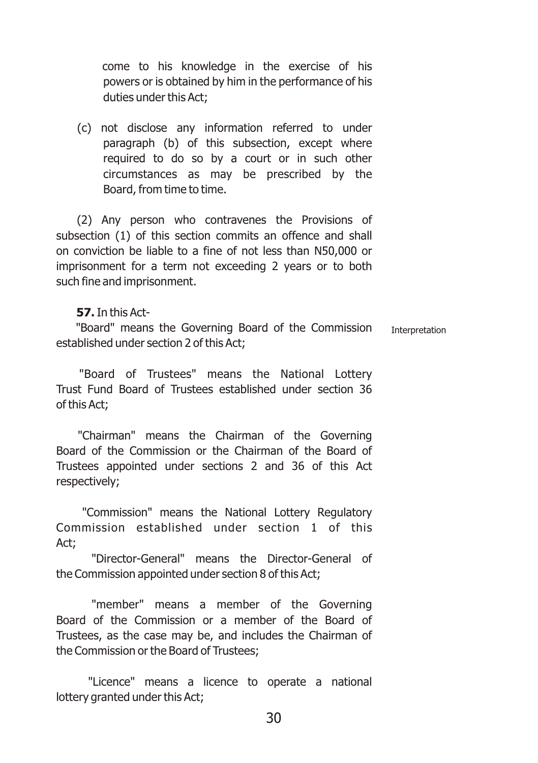come to his knowledge in the exercise of his powers or is obtained by him in the performance of his duties under this Act;

(c) not disclose any information referred to under paragraph (b) of this subsection, except where required to do so by a court or in such other circumstances as may be prescribed by the Board, from time to time.

(2) Any person who contravenes the Provisions of subsection (1) of this section commits an offence and shall on conviction be liable to a fine of not less than N50,000 or imprisonment for a term not exceeding 2 years or to both such fine and imprisonment.

**57.** In this Act-

Interpretation

"Board" means the Governing Board of the Commission established under section 2 of this Act;

"Board of Trustees" means the National Lottery Trust Fund Board of Trustees established under section 36 of this Act;

"Chairman" means the Chairman of the Governing Board of the Commission or the Chairman of the Board of Trustees appointed under sections 2 and 36 of this Act respectively;

"Commission" means the National Lottery Regulatory Commission established under section 1 of this Act;

"Director-General" means the Director-General of the Commission appointed under section 8 of this Act;

"member" means a member of the Governing Board of the Commission or a member of the Board of Trustees, as the case may be, and includes the Chairman of the Commission or the Board of Trustees;

"Licence" means a licence to operate a national lottery granted under this Act;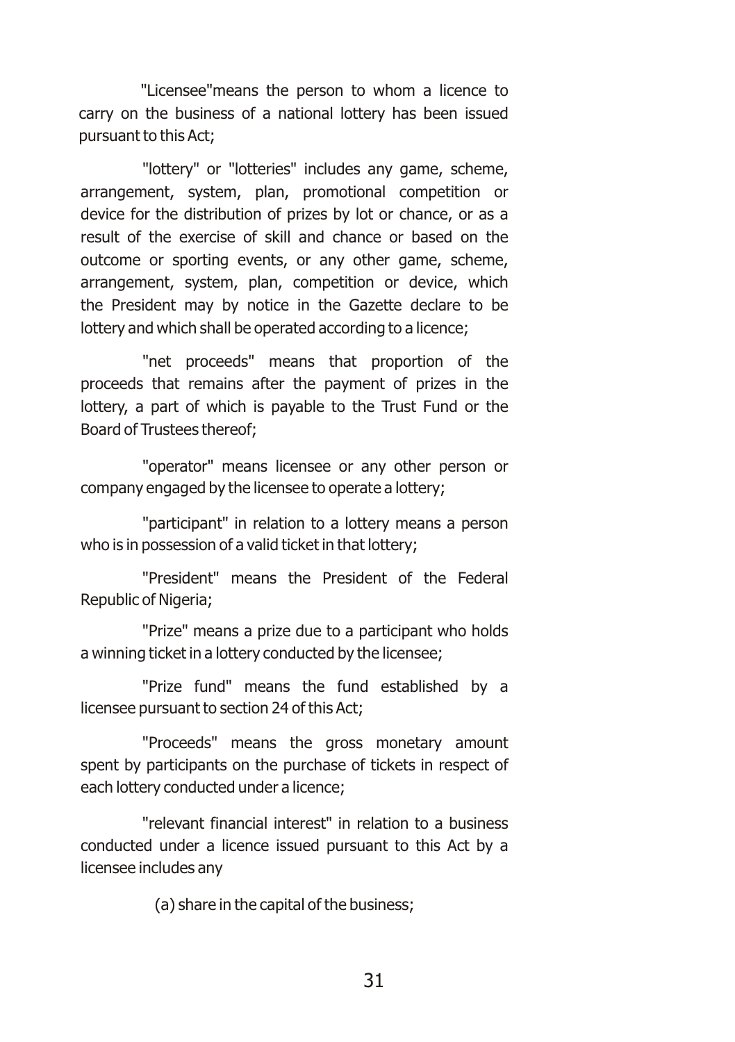"Licensee"means the person to whom a licence to carry on the business of a national lottery has been issued pursuant to this Act;

"lottery" or "lotteries" includes any game, scheme, arrangement, system, plan, promotional competition or device for the distribution of prizes by lot or chance, or as a result of the exercise of skill and chance or based on the outcome or sporting events, or any other game, scheme, arrangement, system, plan, competition or device, which the President may by notice in the Gazette declare to be lottery and which shall be operated according to a licence;

"net proceeds" means that proportion of the proceeds that remains after the payment of prizes in the lottery, a part of which is payable to the Trust Fund or the Board of Trustees thereof;

"operator" means licensee or any other person or company engaged by the licensee to operate a lottery;

"participant" in relation to a lottery means a person who is in possession of a valid ticket in that lottery;

"President" means the President of the Federal Republic of Nigeria;

"Prize" means a prize due to a participant who holds a winning ticket in a lottery conducted by the licensee;

"Prize fund" means the fund established by a licensee pursuant to section 24 of this Act;

"Proceeds" means the gross monetary amount spent by participants on the purchase of tickets in respect of each lottery conducted under a licence;

"relevant financial interest" in relation to a business conducted under a licence issued pursuant to this Act by a licensee includes any

(a) share in the capital of the business;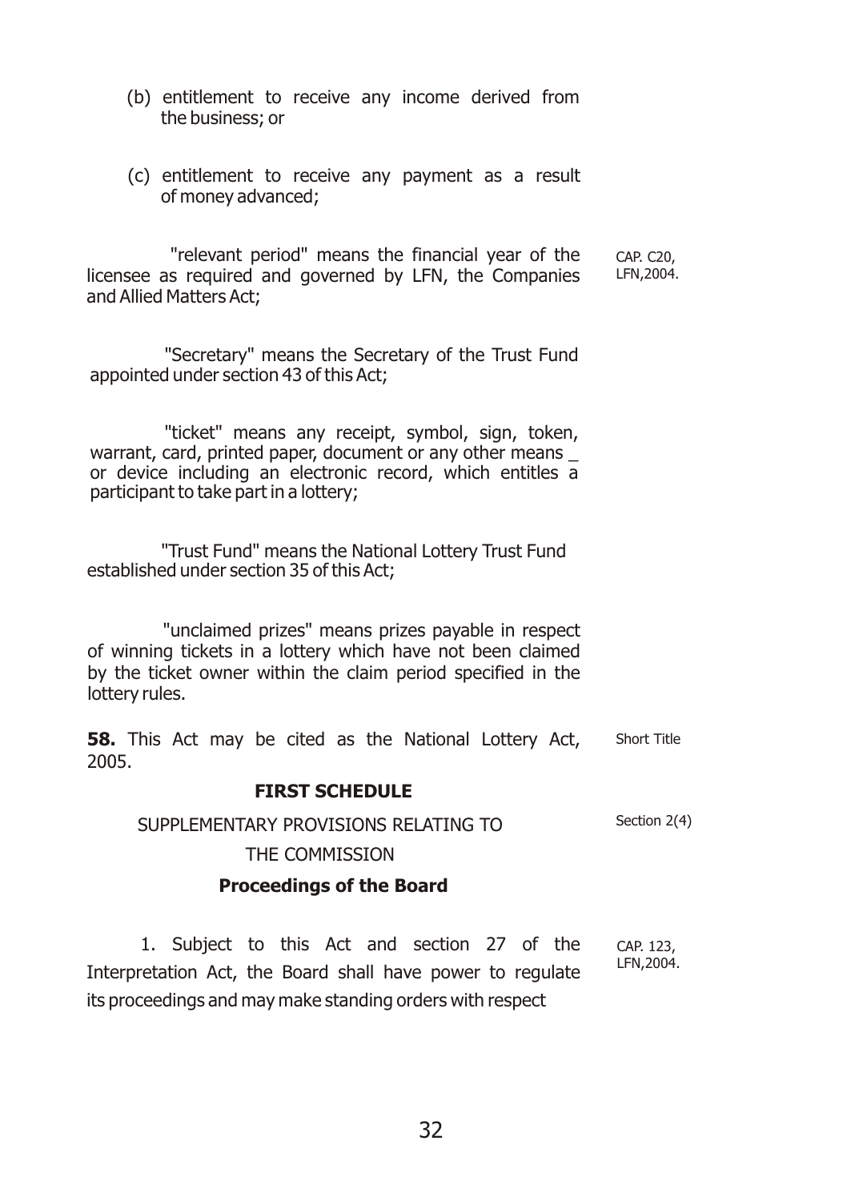(b) entitlement to receive any income derived from the business; or

(c) entitlement to receive any payment as a result of money advanced;

"relevant period" means the financial year of the licensee as required and governed by LFN, the Companies and Allied Matters Act; CAP. C20, LFN,2004.

"Secretary" means the Secretary of the Trust Fund appointed under section 43 of this Act;

"ticket" means any receipt, symbol, sign, token, warrant, card, printed paper, document or any other means _ or device including an electronic record, which entitles a participant to take part in a lottery;

"Trust Fund" means the National Lottery Trust Fund established under section 35 of this Act;

"unclaimed prizes" means prizes payable in respect of winning tickets in a lottery which have not been claimed by the ticket owner within the claim period specified in the lottery rules.

**58.** This Act may be cited as the National Lottery Act, 2005. Short Title

## FIRST SCHEDULE

SUPPLEMENTARY PROVISIONS RELATING TO THE COMMISSION — Section 2(4)

### Proceedings of the Board

1. Subject to this Act and section 27 of the Interpretation Act, the Board shall have power to regulate its proceedings and may make standing orders with respect CAP. 123, LFN,2004.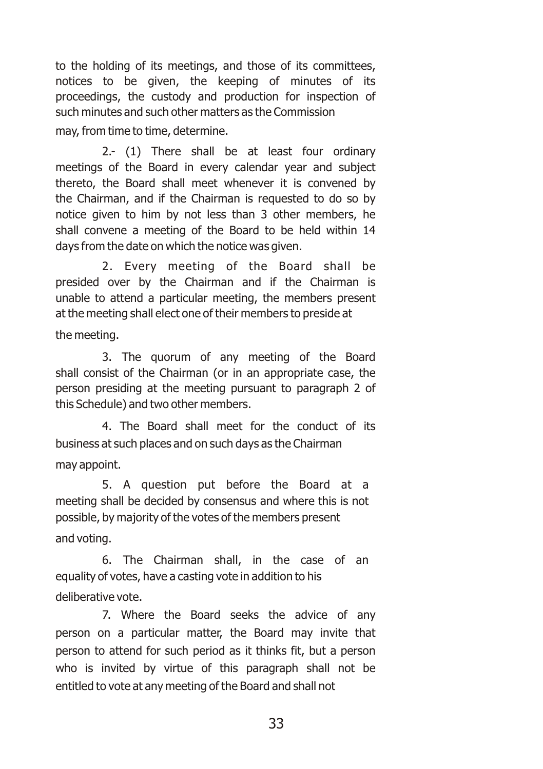to the holding of its meetings, and those of its committees, notices to be given, the keeping of minutes of its proceedings, the custody and production for inspection of such minutes and such other matters as the Commission may, from time to time, determine.

2.- (1) There shall be at least four ordinary meetings of the Board in every calendar year and subject thereto, the Board shall meet whenever it is convened by the Chairman, and if the Chairman is requested to do so by notice given to him by not less than 3 other members, he shall convene a meeting of the Board to be held within 14 days from the date on which the notice was given.

2. Every meeting of the Board shall be presided over by the Chairman and if the Chairman is unable to attend a particular meeting, the members present at the meeting shall elect one of their members to preside at the meeting.

3. The quorum of any meeting of the Board shall consist of the Chairman (or in an appropriate case, the person presiding at the meeting pursuant to paragraph 2 of this Schedule) and two other members.

4. The Board shall meet for the conduct of its business at such places and on such days as the Chairman may appoint.

5. A question put before the Board at a meeting shall be decided by consensus and where this is not possible, by majority of the votes of the members present and voting.

6. The Chairman shall, in the case of an equality of votes, have a casting vote in addition to his deliberative vote.

7. Where the Board seeks the advice of any person on a particular matter, the Board may invite that person to attend for such period as it thinks fit, but a person who is invited by virtue of this paragraph shall not be entitled to vote at any meeting of the Board and shall not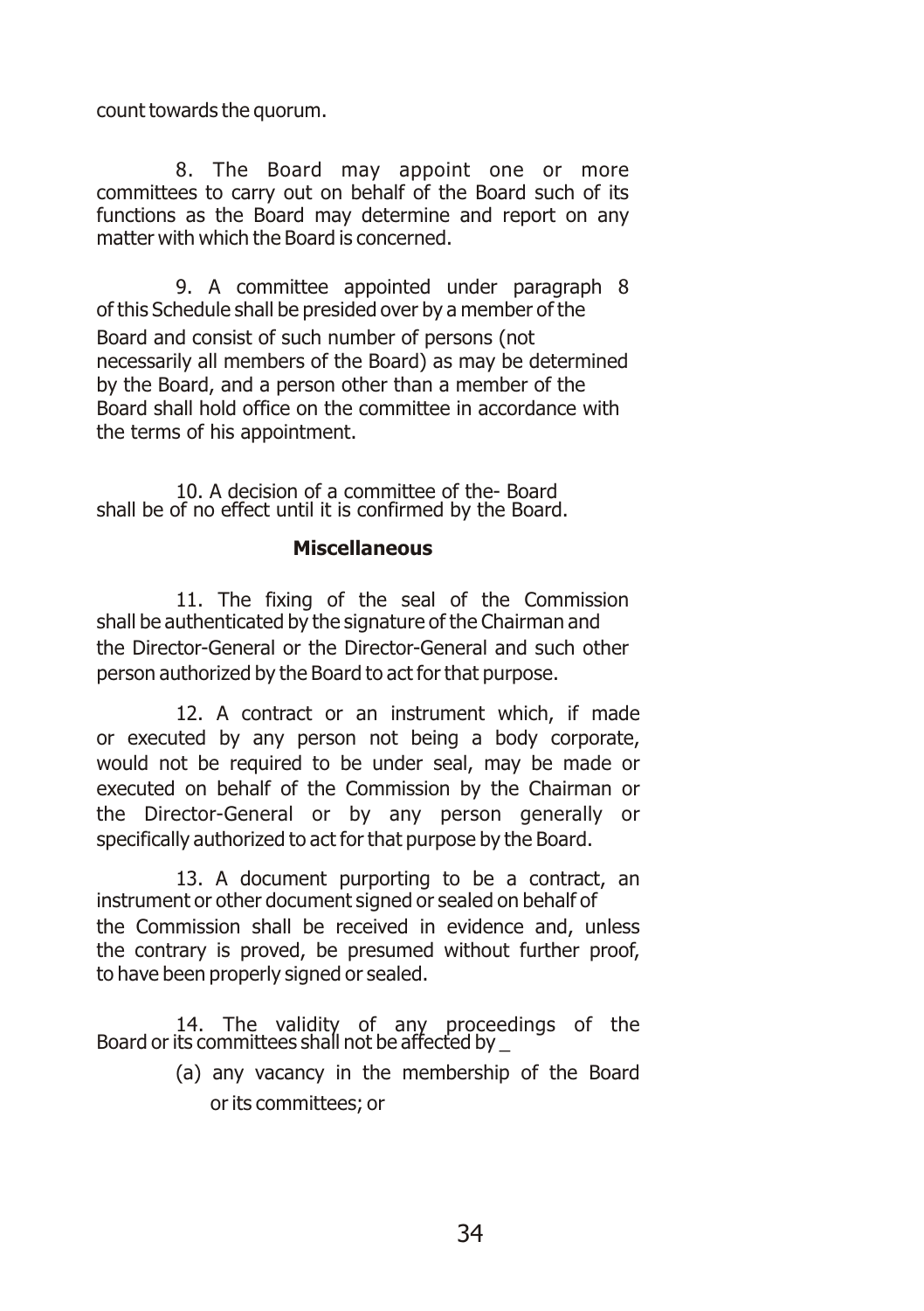count towards the quorum.

8. The Board may appoint one or more committees to carry out on behalf of the Board such of its functions as the Board may determine and report on any matter with which the Board is concerned.

9. A committee appointed under paragraph 8 of this Schedule shall be presided over by a member of the Board and consist of such number of persons (not necessarily all members of the Board) as may be determined by the Board, and a person other than a member of the Board shall hold office on the committee in accordance with the terms of his appointment.

10. A decision of a committee of the- Board shall be of no effect until it is confirmed by the Board.

**Miscellaneous**

11. The fixing of the seal of the Commission shall be authenticated by the signature of the Chairman and the Director-General or the Director-General and such other person authorized by the Board to act for that purpose.

12. A contract or an instrument which, if made or executed by any person not being a body corporate, would not be required to be under seal, may be made or executed on behalf of the Commission by the Chairman or the Director-General or by any person generally or specifically authorized to act for that purpose by the Board.

13. A document purporting to be a contract, an instrument or other document signed or sealed on behalf of the Commission shall be received in evidence and, unless the contrary is proved, be presumed without further proof, to have been properly signed or sealed.

14. The validity of any proceedings of the Board or its committees shall not be affected by _

(a) any vacancy in the membership of the Board or its committees; or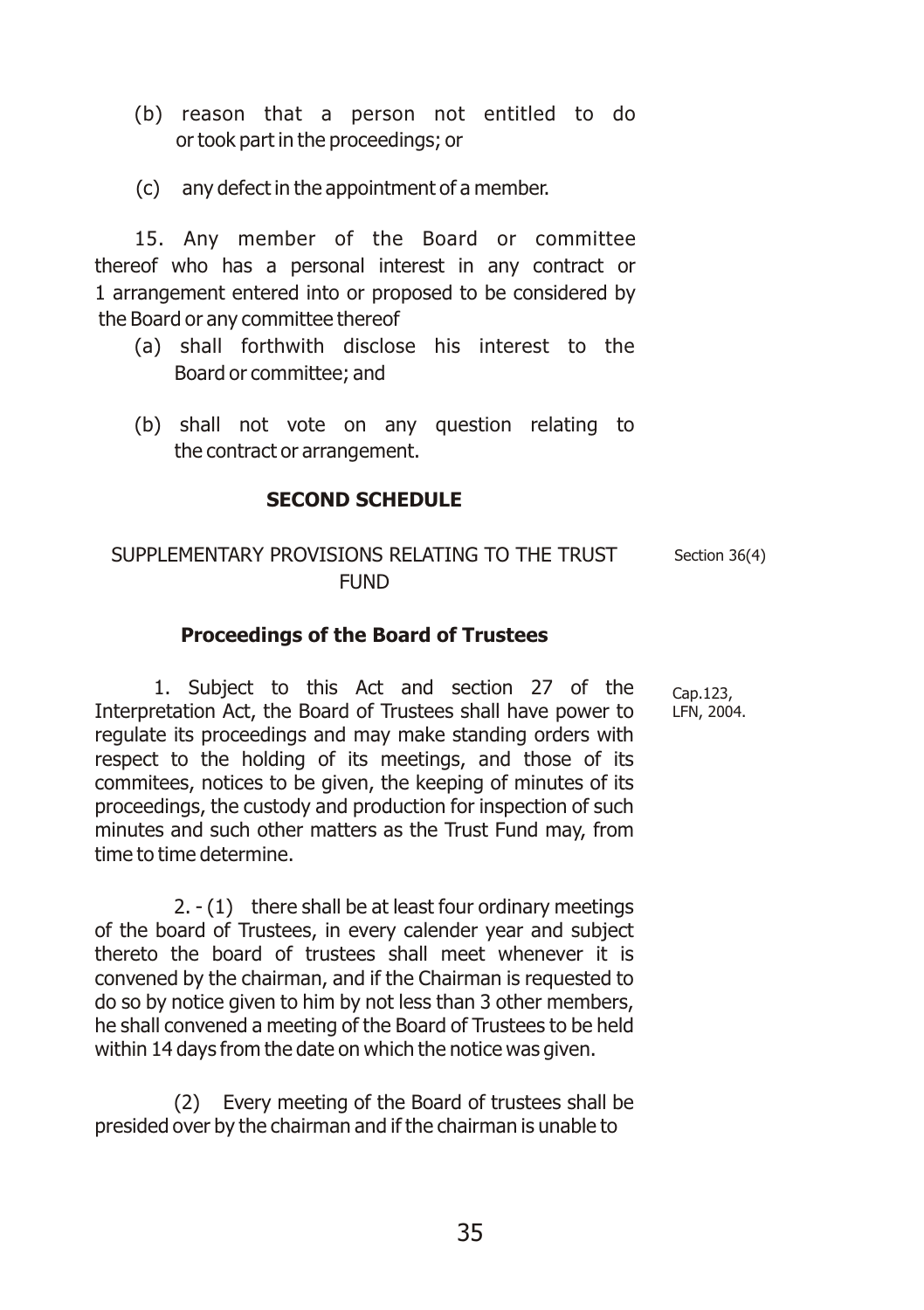(b) reason that a person not entitled to do or took part in the proceedings; or

(c) any defect in the appointment of a member.

15. Any member of the Board or committee thereof who has a personal interest in any contract or 1 arrangement entered into or proposed to be considered by the Board or any committee thereof

(a) shall forthwith disclose his interest to the Board or committee; and

(b) shall not vote on any question relating to the contract or arrangement.

## SECOND SCHEDULE

SUPPLEMENTARY PROVISIONS RELATING TO THE TRUST FUND

Section 36(4)

### Proceedings of the Board of Trustees

Cap.123, LFN, 2004.

1. Subject to this Act and section 27 of the Interpretation Act, the Board of Trustees shall have power to regulate its proceedings and may make standing orders with respect to the holding of its meetings, and those of its commitees, notices to be given, the keeping of minutes of its proceedings, the custody and production for inspection of such minutes and such other matters as the Trust Fund may, from time to time determine.

2. - (1) there shall be at least four ordinary meetings of the board of Trustees, in every calender year and subject thereto the board of trustees shall meet whenever it is convened by the chairman, and if the Chairman is requested to do so by notice given to him by not less than 3 other members, he shall convened a meeting of the Board of Trustees to be held within 14 days from the date on which the notice was given.

(2) Every meeting of the Board of trustees shall be presided over by the chairman and if the chairman is unable to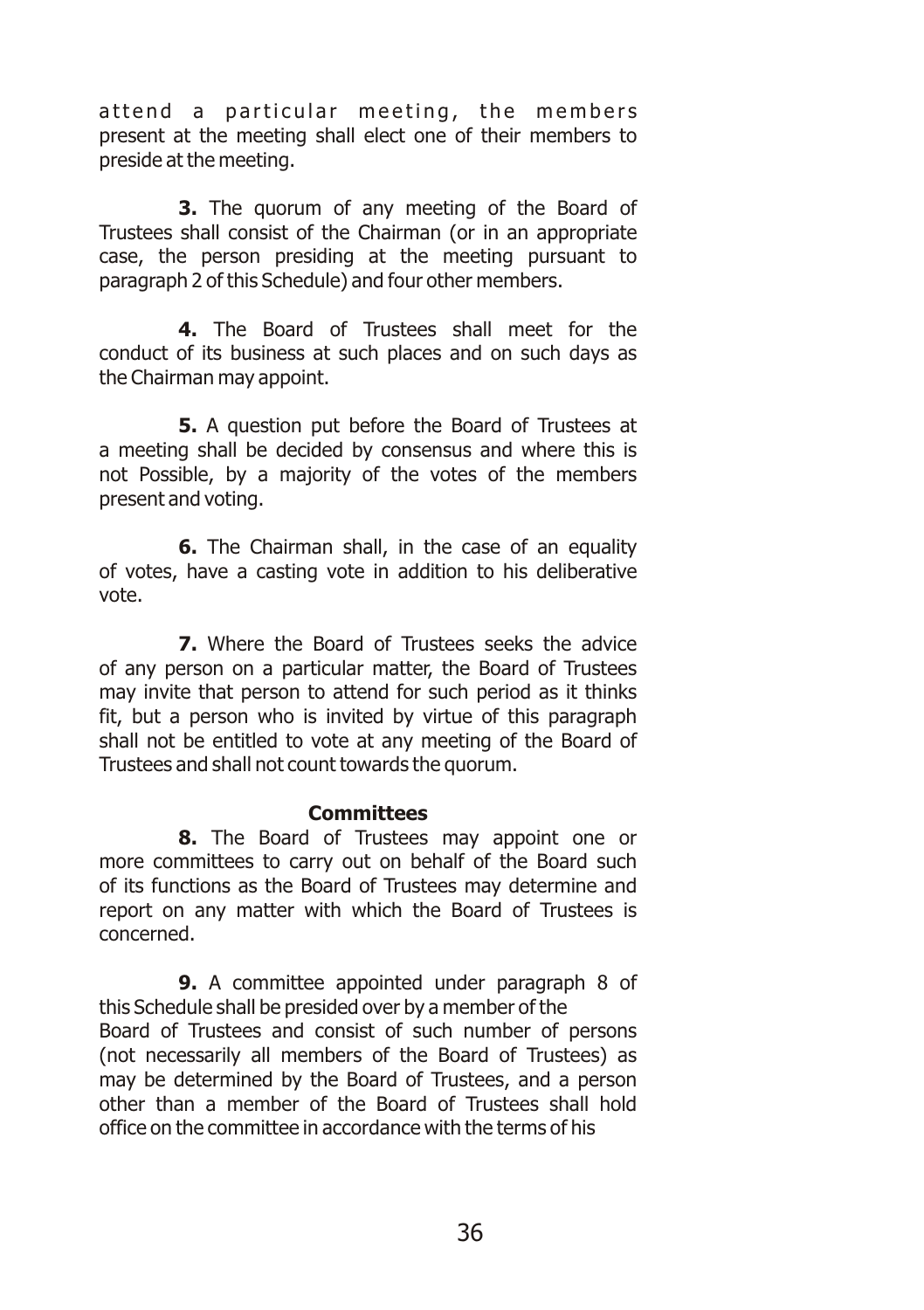attend a particular meeting, the members present at the meeting shall elect one of their members to preside at the meeting.

**3.** The quorum of any meeting of the Board of Trustees shall consist of the Chairman (or in an appropriate case, the person presiding at the meeting pursuant to paragraph 2 of this Schedule) and four other members.

**4.** The Board of Trustees shall meet for the conduct of its business at such places and on such days as the Chairman may appoint.

**5.** A question put before the Board of Trustees at a meeting shall be decided by consensus and where this is not Possible, by a majority of the votes of the members present and voting.

**6.** The Chairman shall, in the case of an equality of votes, have a casting vote in addition to his deliberative vote.

**7.** Where the Board of Trustees seeks the advice of any person on a particular matter, the Board of Trustees may invite that person to attend for such period as it thinks fit, but a person who is invited by virtue of this paragraph shall not be entitled to vote at any meeting of the Board of Trustees and shall not count towards the quorum.

**Committees**

**8.** The Board of Trustees may appoint one or more committees to carry out on behalf of the Board such of its functions as the Board of Trustees may determine and report on any matter with which the Board of Trustees is concerned.

**9.** A committee appointed under paragraph 8 of this Schedule shall be presided over by a member of the Board of Trustees and consist of such number of persons (not necessarily all members of the Board of Trustees) as may be determined by the Board of Trustees, and a person other than a member of the Board of Trustees shall hold office on the committee in accordance with the terms of his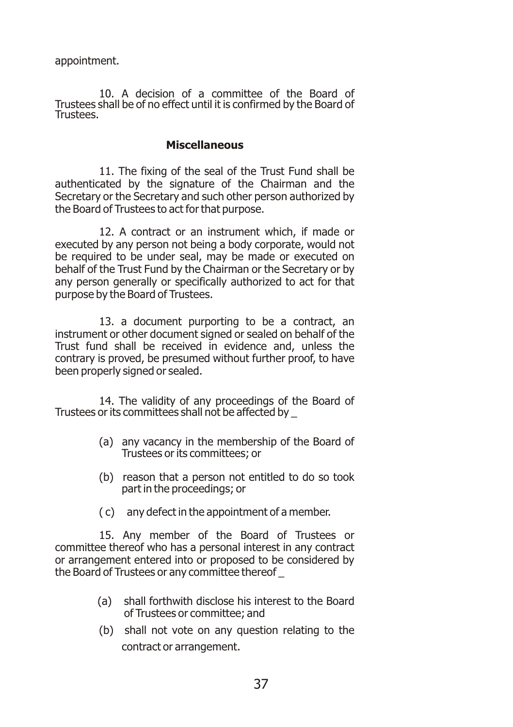appointment.

10. A decision of a committee of the Board of Trustees shall be of no effect until it is confirmed by the Board of Trustees.

**Miscellaneous**

11. The fixing of the seal of the Trust Fund shall be authenticated by the signature of the Chairman and the Secretary or the Secretary and such other person authorized by the Board of Trustees to act for that purpose.

12. A contract or an instrument which, if made or executed by any person not being a body corporate, would not be required to be under seal, may be made or executed on behalf of the Trust Fund by the Chairman or the Secretary or by any person generally or specifically authorized to act for that purpose by the Board of Trustees.

13. a document purporting to be a contract, an instrument or other document signed or sealed on behalf of the Trust fund shall be received in evidence and, unless the contrary is proved, be presumed without further proof, to have been properly signed or sealed.

14. The validity of any proceedings of the Board of Trustees or its committees shall not be affected by _

(a) any vacancy in the membership of the Board of Trustees or its committees; or

(b) reason that a person not entitled to do so took part in the proceedings; or

( c) any defect in the appointment of a member.

15. Any member of the Board of Trustees or committee thereof who has a personal interest in any contract or arrangement entered into or proposed to be considered by the Board of Trustees or any committee thereof _

(a) shall forthwith disclose his interest to the Board of Trustees or committee; and

(b) shall not vote on any question relating to the contract or arrangement.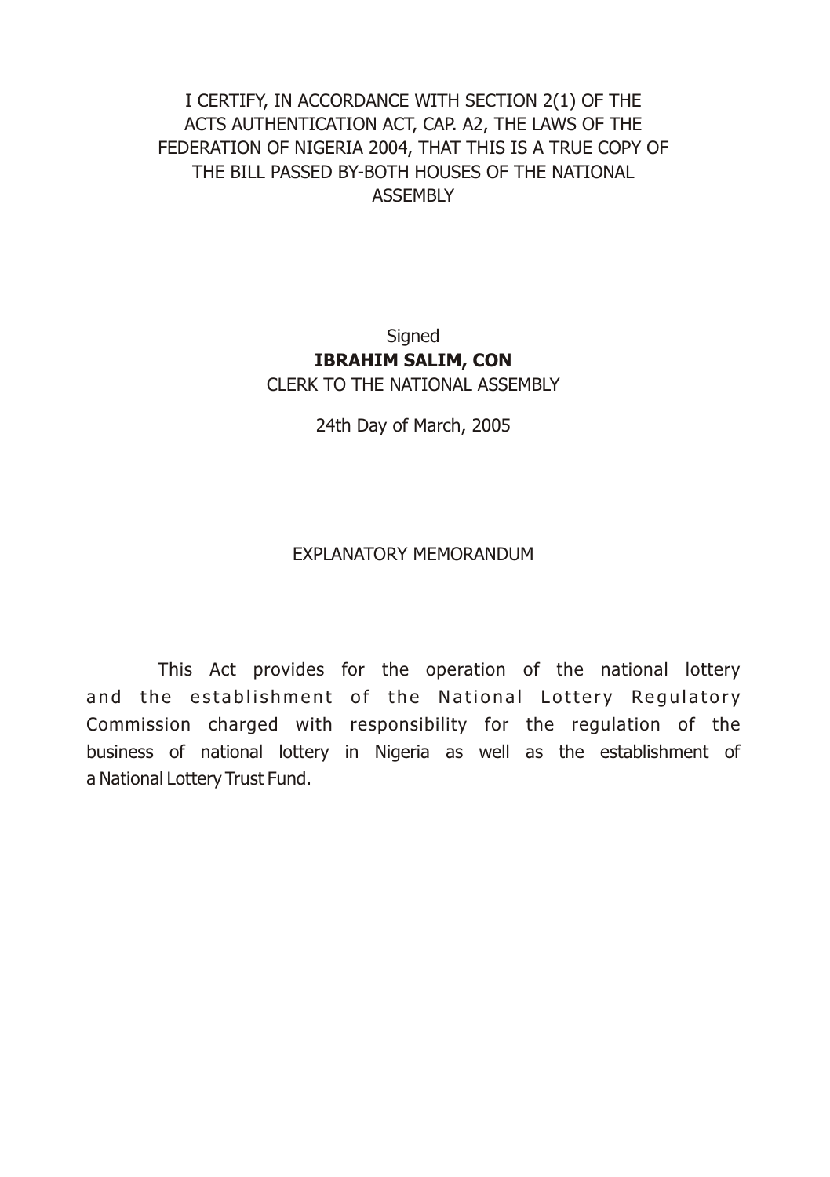I CERTIFY, IN ACCORDANCE WITH SECTION 2(1) OF THE ACTS AUTHENTICATION ACT, CAP. A2, THE LAWS OF THE FEDERATION OF NIGERIA 2004, THAT THIS IS A TRUE COPY OF THE BILL PASSED BY-BOTH HOUSES OF THE NATIONAL ASSEMBLY

Signed

**IBRAHIM SALIM, CON**

CLERK TO THE NATIONAL ASSEMBLY

24th Day of March, 2005

## EXPLANATORY MEMORANDUM

This Act provides for the operation of the national lottery and the establishment of the National Lottery Regulatory Commission charged with responsibility for the regulation of the business of national lottery in Nigeria as well as the establishment of a National Lottery Trust Fund.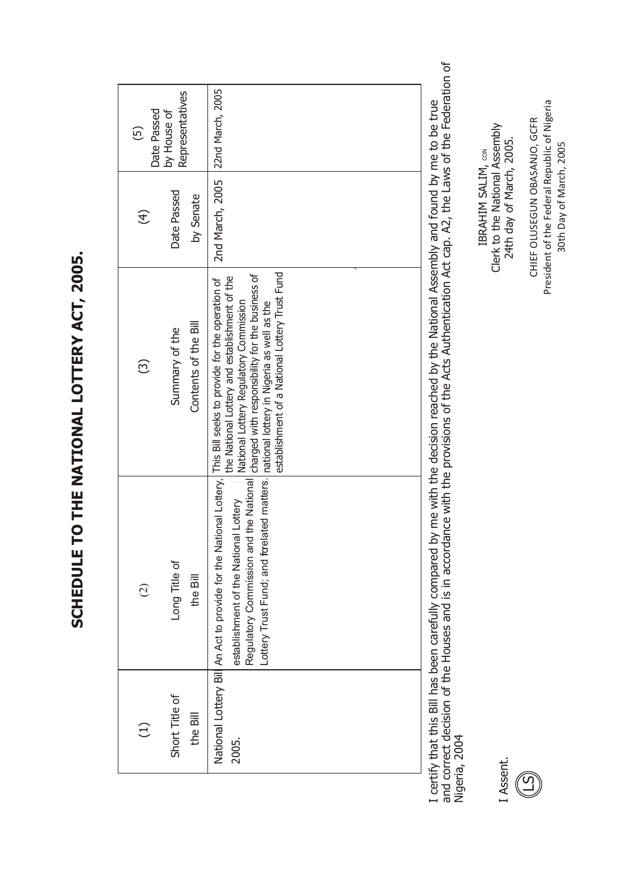# SCHEDULE TO THE NATIONAL LOTTERY ACT, 2005.

| (1) Short Title of the Bill | (2) Long Title of the Bill | (3) Summary of the Contents of the Bill | (4) Date Passed by Senate | (5) Date Passed by House of Representatives |
|---|---|---|---|---|
| National Lottery Bill 2005. | An Act to provide for the National Lottery, establishment of the National Lottery Regulatory Commission and the National Lottery Trust Fund; and forelated matters. | This Bill seeks to provide for the operation of the National Lottery and establishment of the National Lottery Regulatory Commission charged with responsibility for the business of national lottery in Nigeria as well as the establishment of a National Lottery Trust Fund | 2nd March, 2005 | 22nd March, 2005 |

I certify that this Bill has been carefully compared by me with the decision reached by the National Assembly and found by me to be true and correct decision of the Houses and is in accordance with the provisions of the Acts Authentication Act cap. A2, the Laws of the Federation of Nigeria, 2004

IBRAHIM SALIM, CON
Clerk to the National Assembly
24th day of March, 2005.

I Assent.

(LS)

CHIEF OLUSEGUN OBASANJO, GCFR
President of the Federal Republic of Nigeria
30th Day of March, 2005